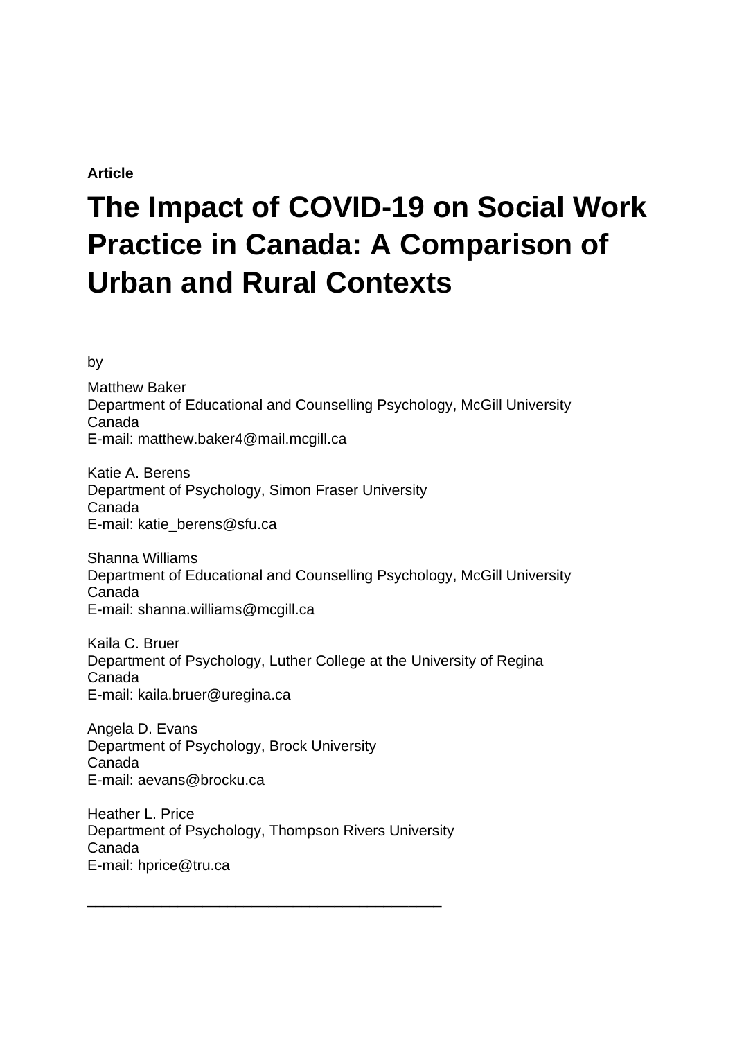**Article**

# The Impact of COVID-19 on Social Work Practice in Canada: A Comparison of Urban and Rural Contexts

by

Matthew Baker
Department of Educational and Counselling Psychology, McGill University
Canada
E-mail: matthew.baker4@mail.mcgill.ca

Katie A. Berens
Department of Psychology, Simon Fraser University
Canada
E-mail: katie_berens@sfu.ca

Shanna Williams
Department of Educational and Counselling Psychology, McGill University
Canada
E-mail: shanna.williams@mcgill.ca

Kaila C. Bruer
Department of Psychology, Luther College at the University of Regina
Canada
E-mail: kaila.bruer@uregina.ca

Angela D. Evans
Department of Psychology, Brock University
Canada
E-mail: aevans@brocku.ca

Heather L. Price
Department of Psychology, Thompson Rivers University
Canada
E-mail: hprice@tru.ca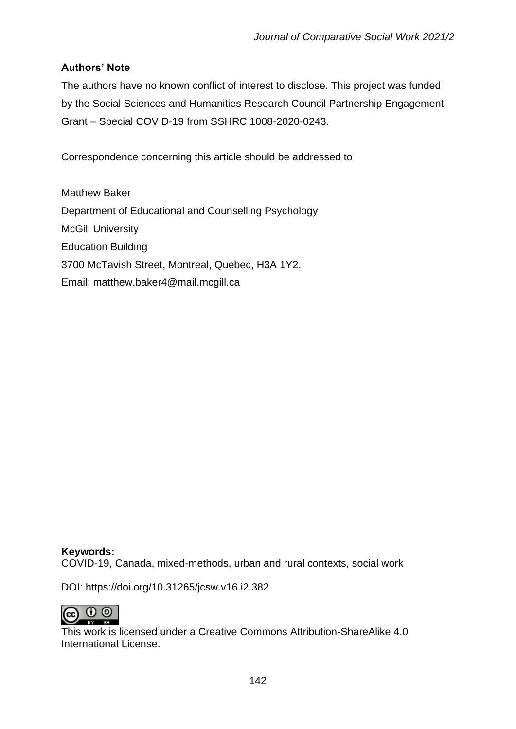**Authors' Note**

The authors have no known conflict of interest to disclose. This project was funded by the Social Sciences and Humanities Research Council Partnership Engagement Grant – Special COVID-19 from SSHRC 1008-2020-0243.

Correspondence concerning this article should be addressed to

Matthew Baker
Department of Educational and Counselling Psychology
McGill University
Education Building
3700 McTavish Street, Montreal, Quebec, H3A 1Y2.
Email: matthew.baker4@mail.mcgill.ca

**Keywords:**
COVID-19, Canada, mixed-methods, urban and rural contexts, social work

DOI: https://doi.org/10.31265/jcsw.v16.i2.382

This work is licensed under a Creative Commons Attribution-ShareAlike 4.0 International License.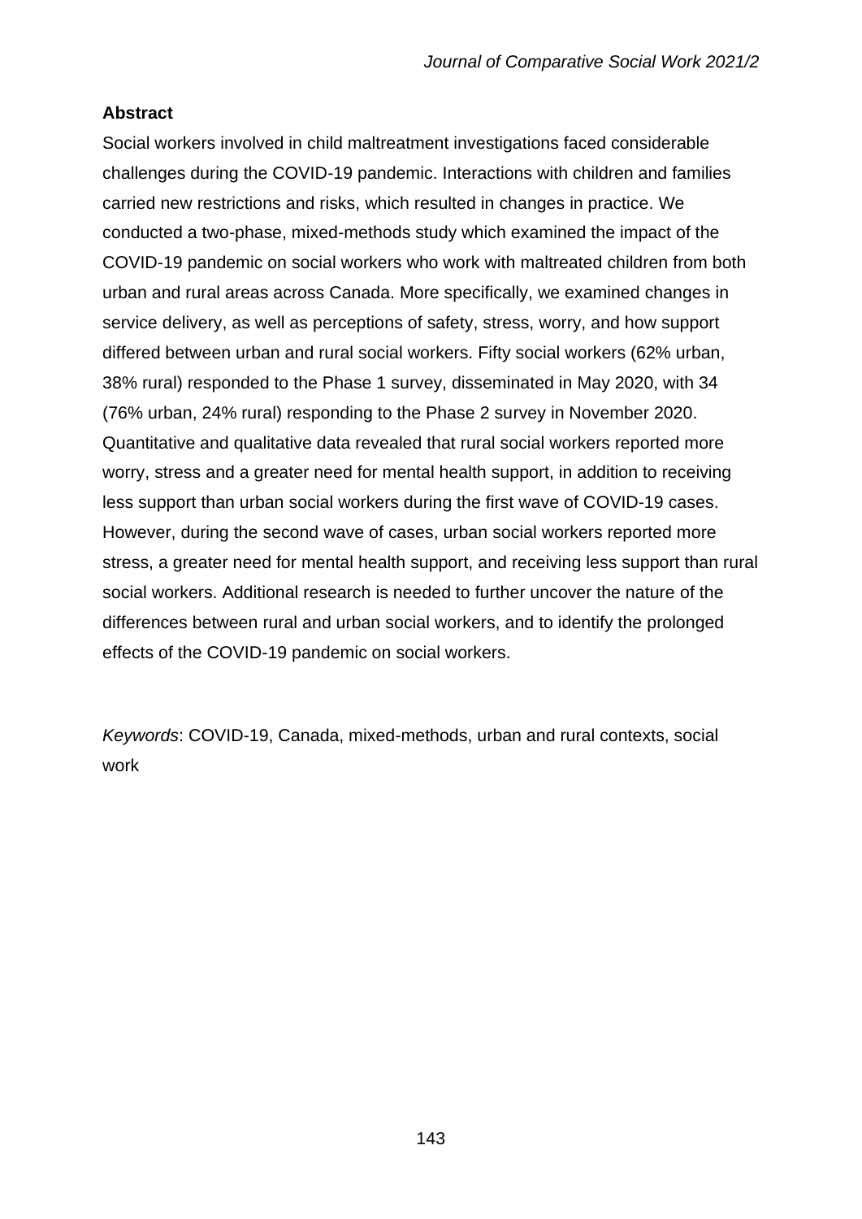**Abstract**

Social workers involved in child maltreatment investigations faced considerable challenges during the COVID-19 pandemic. Interactions with children and families carried new restrictions and risks, which resulted in changes in practice. We conducted a two-phase, mixed-methods study which examined the impact of the COVID-19 pandemic on social workers who work with maltreated children from both urban and rural areas across Canada. More specifically, we examined changes in service delivery, as well as perceptions of safety, stress, worry, and how support differed between urban and rural social workers. Fifty social workers (62% urban, 38% rural) responded to the Phase 1 survey, disseminated in May 2020, with 34 (76% urban, 24% rural) responding to the Phase 2 survey in November 2020. Quantitative and qualitative data revealed that rural social workers reported more worry, stress and a greater need for mental health support, in addition to receiving less support than urban social workers during the first wave of COVID-19 cases. However, during the second wave of cases, urban social workers reported more stress, a greater need for mental health support, and receiving less support than rural social workers. Additional research is needed to further uncover the nature of the differences between rural and urban social workers, and to identify the prolonged effects of the COVID-19 pandemic on social workers.

*Keywords*: COVID-19, Canada, mixed-methods, urban and rural contexts, social work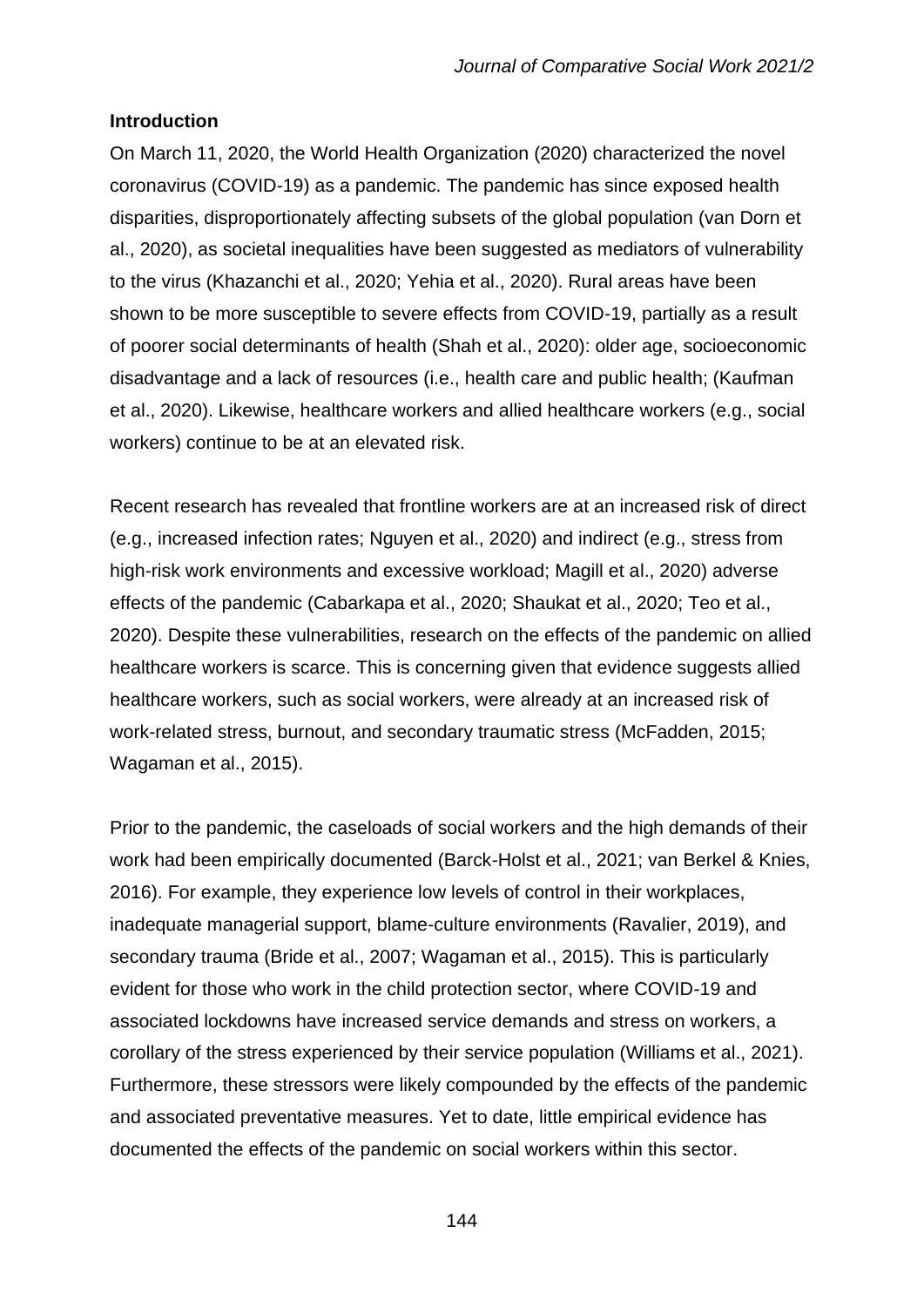## Introduction

On March 11, 2020, the World Health Organization (2020) characterized the novel coronavirus (COVID-19) as a pandemic. The pandemic has since exposed health disparities, disproportionately affecting subsets of the global population (van Dorn et al., 2020), as societal inequalities have been suggested as mediators of vulnerability to the virus (Khazanchi et al., 2020; Yehia et al., 2020). Rural areas have been shown to be more susceptible to severe effects from COVID-19, partially as a result of poorer social determinants of health (Shah et al., 2020): older age, socioeconomic disadvantage and a lack of resources (i.e., health care and public health; (Kaufman et al., 2020). Likewise, healthcare workers and allied healthcare workers (e.g., social workers) continue to be at an elevated risk.

Recent research has revealed that frontline workers are at an increased risk of direct (e.g., increased infection rates; Nguyen et al., 2020) and indirect (e.g., stress from high-risk work environments and excessive workload; Magill et al., 2020) adverse effects of the pandemic (Cabarkapa et al., 2020; Shaukat et al., 2020; Teo et al., 2020). Despite these vulnerabilities, research on the effects of the pandemic on allied healthcare workers is scarce. This is concerning given that evidence suggests allied healthcare workers, such as social workers, were already at an increased risk of work-related stress, burnout, and secondary traumatic stress (McFadden, 2015; Wagaman et al., 2015).

Prior to the pandemic, the caseloads of social workers and the high demands of their work had been empirically documented (Barck-Holst et al., 2021; van Berkel & Knies, 2016). For example, they experience low levels of control in their workplaces, inadequate managerial support, blame-culture environments (Ravalier, 2019), and secondary trauma (Bride et al., 2007; Wagaman et al., 2015). This is particularly evident for those who work in the child protection sector, where COVID-19 and associated lockdowns have increased service demands and stress on workers, a corollary of the stress experienced by their service population (Williams et al., 2021). Furthermore, these stressors were likely compounded by the effects of the pandemic and associated preventative measures. Yet to date, little empirical evidence has documented the effects of the pandemic on social workers within this sector.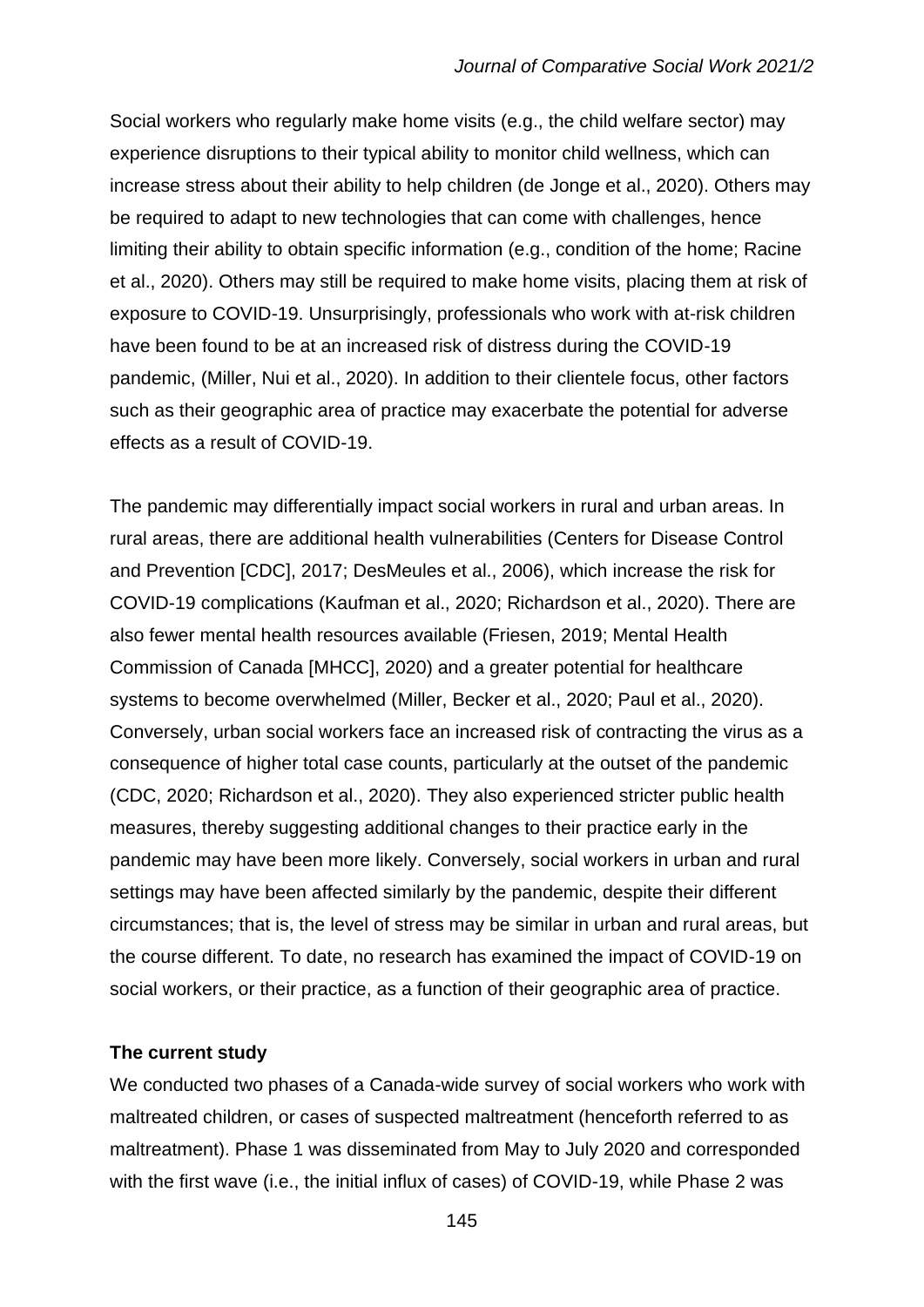Social workers who regularly make home visits (e.g., the child welfare sector) may experience disruptions to their typical ability to monitor child wellness, which can increase stress about their ability to help children (de Jonge et al., 2020). Others may be required to adapt to new technologies that can come with challenges, hence limiting their ability to obtain specific information (e.g., condition of the home; Racine et al., 2020). Others may still be required to make home visits, placing them at risk of exposure to COVID-19. Unsurprisingly, professionals who work with at-risk children have been found to be at an increased risk of distress during the COVID-19 pandemic, (Miller, Nui et al., 2020). In addition to their clientele focus, other factors such as their geographic area of practice may exacerbate the potential for adverse effects as a result of COVID-19.

The pandemic may differentially impact social workers in rural and urban areas. In rural areas, there are additional health vulnerabilities (Centers for Disease Control and Prevention [CDC], 2017; DesMeules et al., 2006), which increase the risk for COVID-19 complications (Kaufman et al., 2020; Richardson et al., 2020). There are also fewer mental health resources available (Friesen, 2019; Mental Health Commission of Canada [MHCC], 2020) and a greater potential for healthcare systems to become overwhelmed (Miller, Becker et al., 2020; Paul et al., 2020). Conversely, urban social workers face an increased risk of contracting the virus as a consequence of higher total case counts, particularly at the outset of the pandemic (CDC, 2020; Richardson et al., 2020). They also experienced stricter public health measures, thereby suggesting additional changes to their practice early in the pandemic may have been more likely. Conversely, social workers in urban and rural settings may have been affected similarly by the pandemic, despite their different circumstances; that is, the level of stress may be similar in urban and rural areas, but the course different. To date, no research has examined the impact of COVID-19 on social workers, or their practice, as a function of their geographic area of practice.

**The current study**

We conducted two phases of a Canada-wide survey of social workers who work with maltreated children, or cases of suspected maltreatment (henceforth referred to as maltreatment). Phase 1 was disseminated from May to July 2020 and corresponded with the first wave (i.e., the initial influx of cases) of COVID-19, while Phase 2 was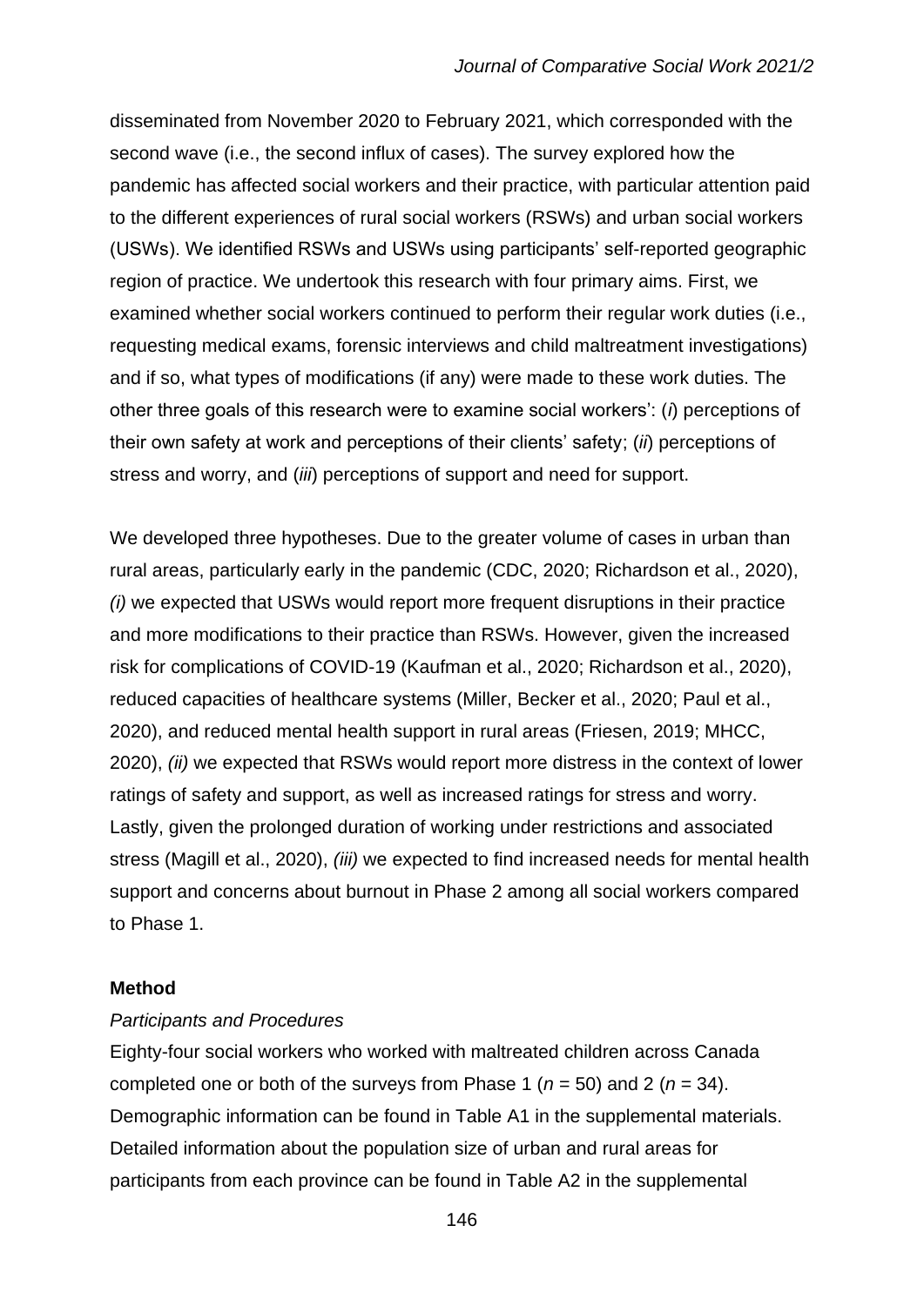disseminated from November 2020 to February 2021, which corresponded with the second wave (i.e., the second influx of cases). The survey explored how the pandemic has affected social workers and their practice, with particular attention paid to the different experiences of rural social workers (RSWs) and urban social workers (USWs). We identified RSWs and USWs using participants' self-reported geographic region of practice. We undertook this research with four primary aims. First, we examined whether social workers continued to perform their regular work duties (i.e., requesting medical exams, forensic interviews and child maltreatment investigations) and if so, what types of modifications (if any) were made to these work duties. The other three goals of this research were to examine social workers': (*i*) perceptions of their own safety at work and perceptions of their clients' safety; (*ii*) perceptions of stress and worry, and (*iii*) perceptions of support and need for support.

We developed three hypotheses. Due to the greater volume of cases in urban than rural areas, particularly early in the pandemic (CDC, 2020; Richardson et al., 2020), *(i)* we expected that USWs would report more frequent disruptions in their practice and more modifications to their practice than RSWs. However, given the increased risk for complications of COVID-19 (Kaufman et al., 2020; Richardson et al., 2020), reduced capacities of healthcare systems (Miller, Becker et al., 2020; Paul et al., 2020), and reduced mental health support in rural areas (Friesen, 2019; MHCC, 2020), *(ii)* we expected that RSWs would report more distress in the context of lower ratings of safety and support, as well as increased ratings for stress and worry. Lastly, given the prolonged duration of working under restrictions and associated stress (Magill et al., 2020), *(iii)* we expected to find increased needs for mental health support and concerns about burnout in Phase 2 among all social workers compared to Phase 1.

**Method**

*Participants and Procedures*

Eighty-four social workers who worked with maltreated children across Canada completed one or both of the surveys from Phase 1 ($n$ = 50) and 2 ($n$ = 34). Demographic information can be found in Table A1 in the supplemental materials. Detailed information about the population size of urban and rural areas for participants from each province can be found in Table A2 in the supplemental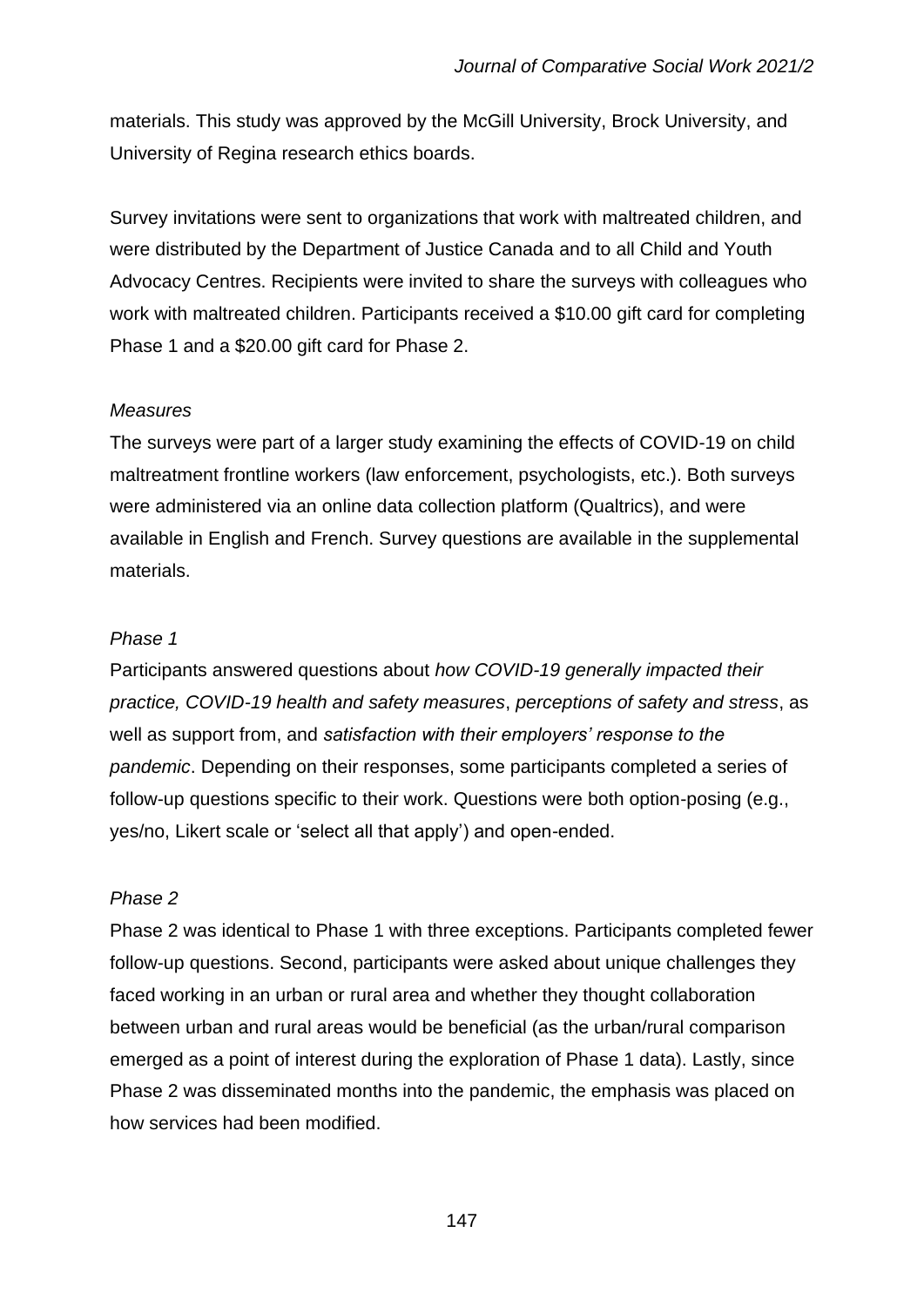materials. This study was approved by the McGill University, Brock University, and University of Regina research ethics boards.

Survey invitations were sent to organizations that work with maltreated children, and were distributed by the Department of Justice Canada and to all Child and Youth Advocacy Centres. Recipients were invited to share the surveys with colleagues who work with maltreated children. Participants received a $10.00 gift card for completing Phase 1 and a $20.00 gift card for Phase 2.

*Measures*

The surveys were part of a larger study examining the effects of COVID-19 on child maltreatment frontline workers (law enforcement, psychologists, etc.). Both surveys were administered via an online data collection platform (Qualtrics), and were available in English and French. Survey questions are available in the supplemental materials.

*Phase 1*

Participants answered questions about *how COVID-19 generally impacted their practice, COVID-19 health and safety measures*, *perceptions of safety and stress*, as well as support from, and *satisfaction with their employers' response to the pandemic*. Depending on their responses, some participants completed a series of follow-up questions specific to their work. Questions were both option-posing (e.g., yes/no, Likert scale or 'select all that apply') and open-ended.

*Phase 2*

Phase 2 was identical to Phase 1 with three exceptions. Participants completed fewer follow-up questions. Second, participants were asked about unique challenges they faced working in an urban or rural area and whether they thought collaboration between urban and rural areas would be beneficial (as the urban/rural comparison emerged as a point of interest during the exploration of Phase 1 data). Lastly, since Phase 2 was disseminated months into the pandemic, the emphasis was placed on how services had been modified.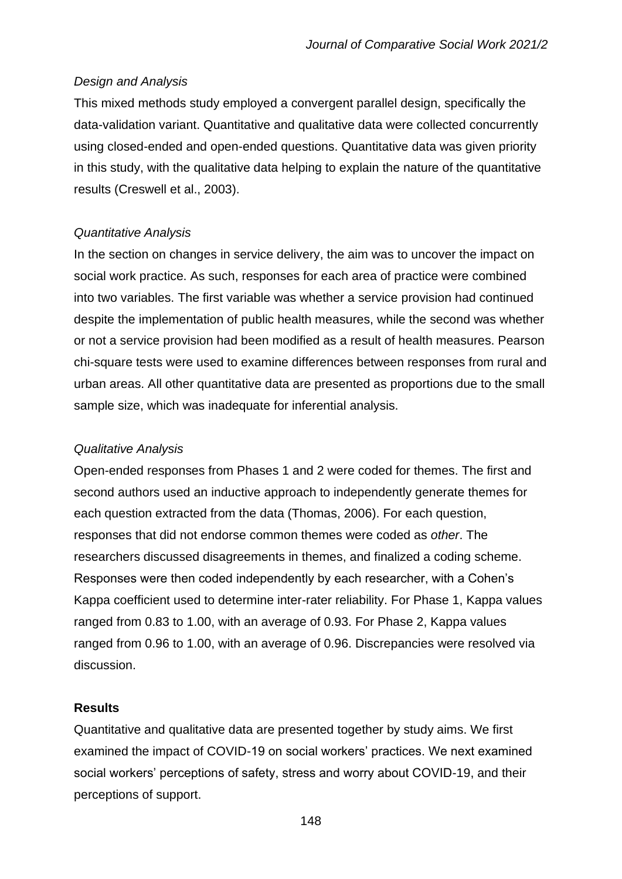*Design and Analysis*

This mixed methods study employed a convergent parallel design, specifically the data-validation variant. Quantitative and qualitative data were collected concurrently using closed-ended and open-ended questions. Quantitative data was given priority in this study, with the qualitative data helping to explain the nature of the quantitative results (Creswell et al., 2003).

*Quantitative Analysis*

In the section on changes in service delivery, the aim was to uncover the impact on social work practice. As such, responses for each area of practice were combined into two variables. The first variable was whether a service provision had continued despite the implementation of public health measures, while the second was whether or not a service provision had been modified as a result of health measures. Pearson chi-square tests were used to examine differences between responses from rural and urban areas. All other quantitative data are presented as proportions due to the small sample size, which was inadequate for inferential analysis.

*Qualitative Analysis*

Open-ended responses from Phases 1 and 2 were coded for themes. The first and second authors used an inductive approach to independently generate themes for each question extracted from the data (Thomas, 2006). For each question, responses that did not endorse common themes were coded as *other*. The researchers discussed disagreements in themes, and finalized a coding scheme. Responses were then coded independently by each researcher, with a Cohen's Kappa coefficient used to determine inter-rater reliability. For Phase 1, Kappa values ranged from 0.83 to 1.00, with an average of 0.93. For Phase 2, Kappa values ranged from 0.96 to 1.00, with an average of 0.96. Discrepancies were resolved via discussion.

**Results**

Quantitative and qualitative data are presented together by study aims. We first examined the impact of COVID-19 on social workers' practices. We next examined social workers' perceptions of safety, stress and worry about COVID-19, and their perceptions of support.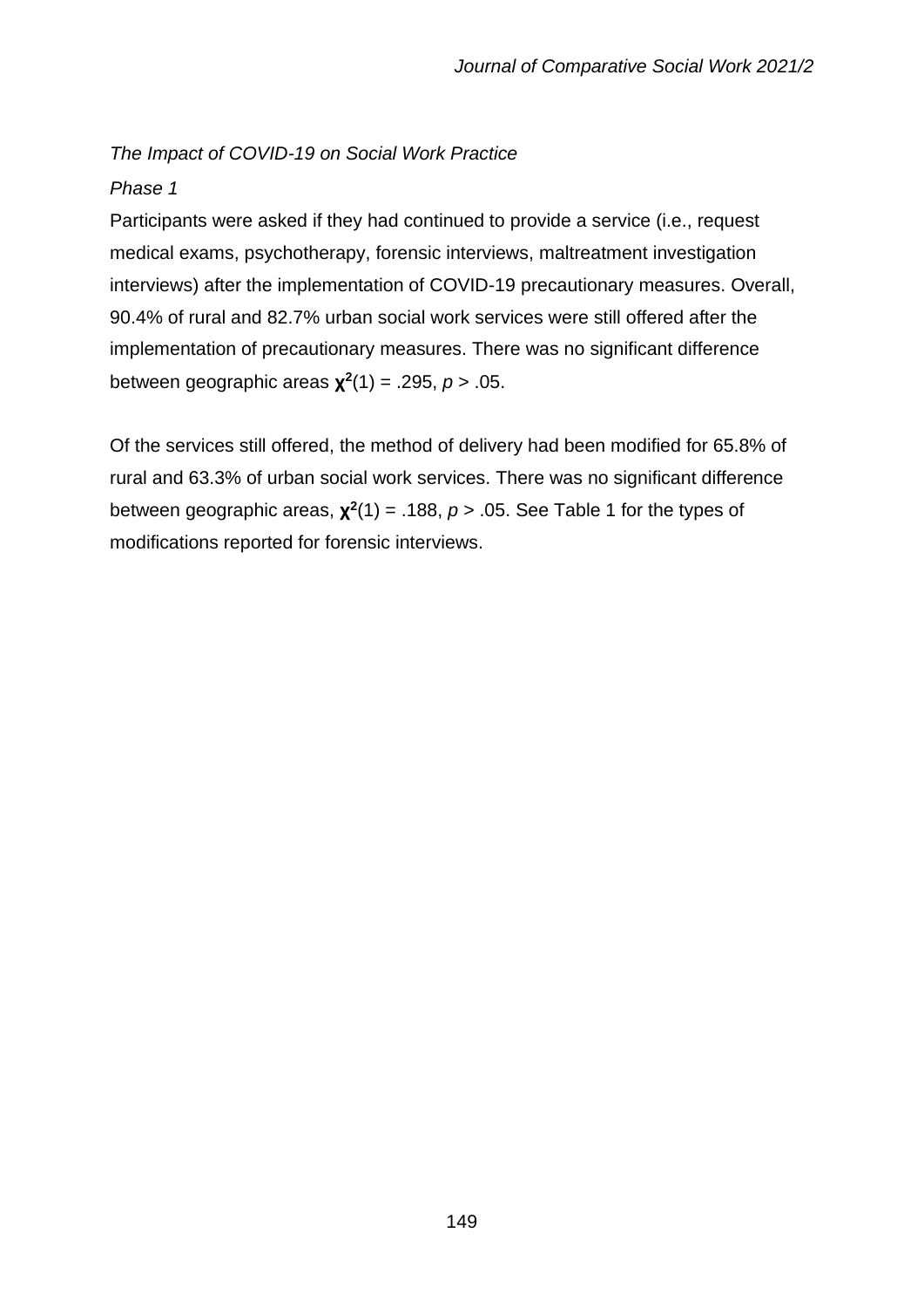*The Impact of COVID-19 on Social Work Practice*

*Phase 1*

Participants were asked if they had continued to provide a service (i.e., request medical exams, psychotherapy, forensic interviews, maltreatment investigation interviews) after the implementation of COVID-19 precautionary measures. Overall, 90.4% of rural and 82.7% urban social work services were still offered after the implementation of precautionary measures. There was no significant difference between geographic areas $\chi^2(1) = .295$, $p > .05$.

Of the services still offered, the method of delivery had been modified for 65.8% of rural and 63.3% of urban social work services. There was no significant difference between geographic areas, $\chi^2(1) = .188$, $p > .05$. See Table 1 for the types of modifications reported for forensic interviews.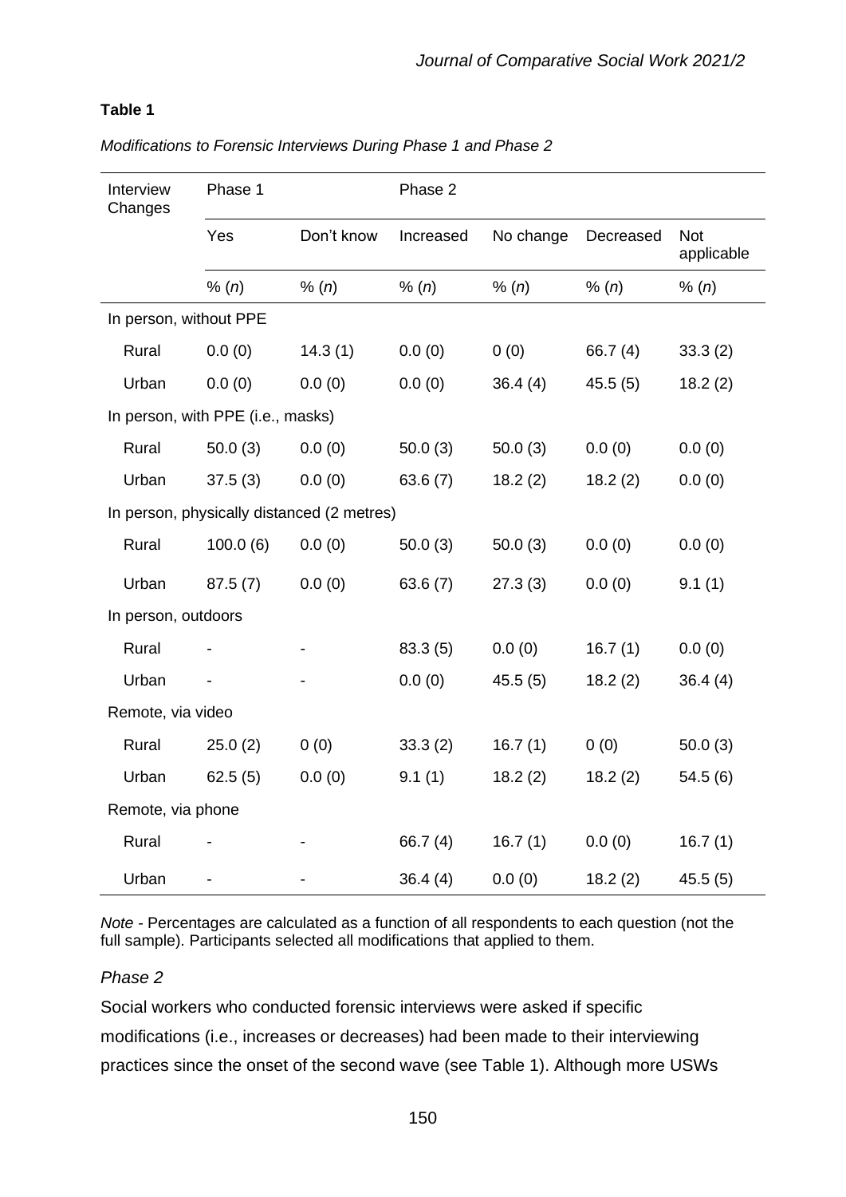**Table 1**

*Modifications to Forensic Interviews During Phase 1 and Phase 2*

| Interview Changes | Phase 1 | | Phase 2 | | | |
|---|---|---|---|---|---|---|
| | Yes | Don't know | Increased | No change | Decreased | Not applicable |
| | % (*n*) | % (*n*) | % (*n*) | % (*n*) | % (*n*) | % (*n*) |
| In person, without PPE | | | | | | |
| Rural | 0.0 (0) | 14.3 (1) | 0.0 (0) | 0 (0) | 66.7 (4) | 33.3 (2) |
| Urban | 0.0 (0) | 0.0 (0) | 0.0 (0) | 36.4 (4) | 45.5 (5) | 18.2 (2) |
| In person, with PPE (i.e., masks) | | | | | | |
| Rural | 50.0 (3) | 0.0 (0) | 50.0 (3) | 50.0 (3) | 0.0 (0) | 0.0 (0) |
| Urban | 37.5 (3) | 0.0 (0) | 63.6 (7) | 18.2 (2) | 18.2 (2) | 0.0 (0) |
| In person, physically distanced (2 metres) | | | | | | |
| Rural | 100.0 (6) | 0.0 (0) | 50.0 (3) | 50.0 (3) | 0.0 (0) | 0.0 (0) |
| Urban | 87.5 (7) | 0.0 (0) | 63.6 (7) | 27.3 (3) | 0.0 (0) | 9.1 (1) |
| In person, outdoors | | | | | | |
| Rural | - | - | 83.3 (5) | 0.0 (0) | 16.7 (1) | 0.0 (0) |
| Urban | - | - | 0.0 (0) | 45.5 (5) | 18.2 (2) | 36.4 (4) |
| Remote, via video | | | | | | |
| Rural | 25.0 (2) | 0 (0) | 33.3 (2) | 16.7 (1) | 0 (0) | 50.0 (3) |
| Urban | 62.5 (5) | 0.0 (0) | 9.1 (1) | 18.2 (2) | 18.2 (2) | 54.5 (6) |
| Remote, via phone | | | | | | |
| Rural | - | - | 66.7 (4) | 16.7 (1) | 0.0 (0) | 16.7 (1) |
| Urban | - | - | 36.4 (4) | 0.0 (0) | 18.2 (2) | 45.5 (5) |

*Note* - Percentages are calculated as a function of all respondents to each question (not the full sample). Participants selected all modifications that applied to them.

*Phase 2*

Social workers who conducted forensic interviews were asked if specific modifications (i.e., increases or decreases) had been made to their interviewing practices since the onset of the second wave (see Table 1). Although more USWs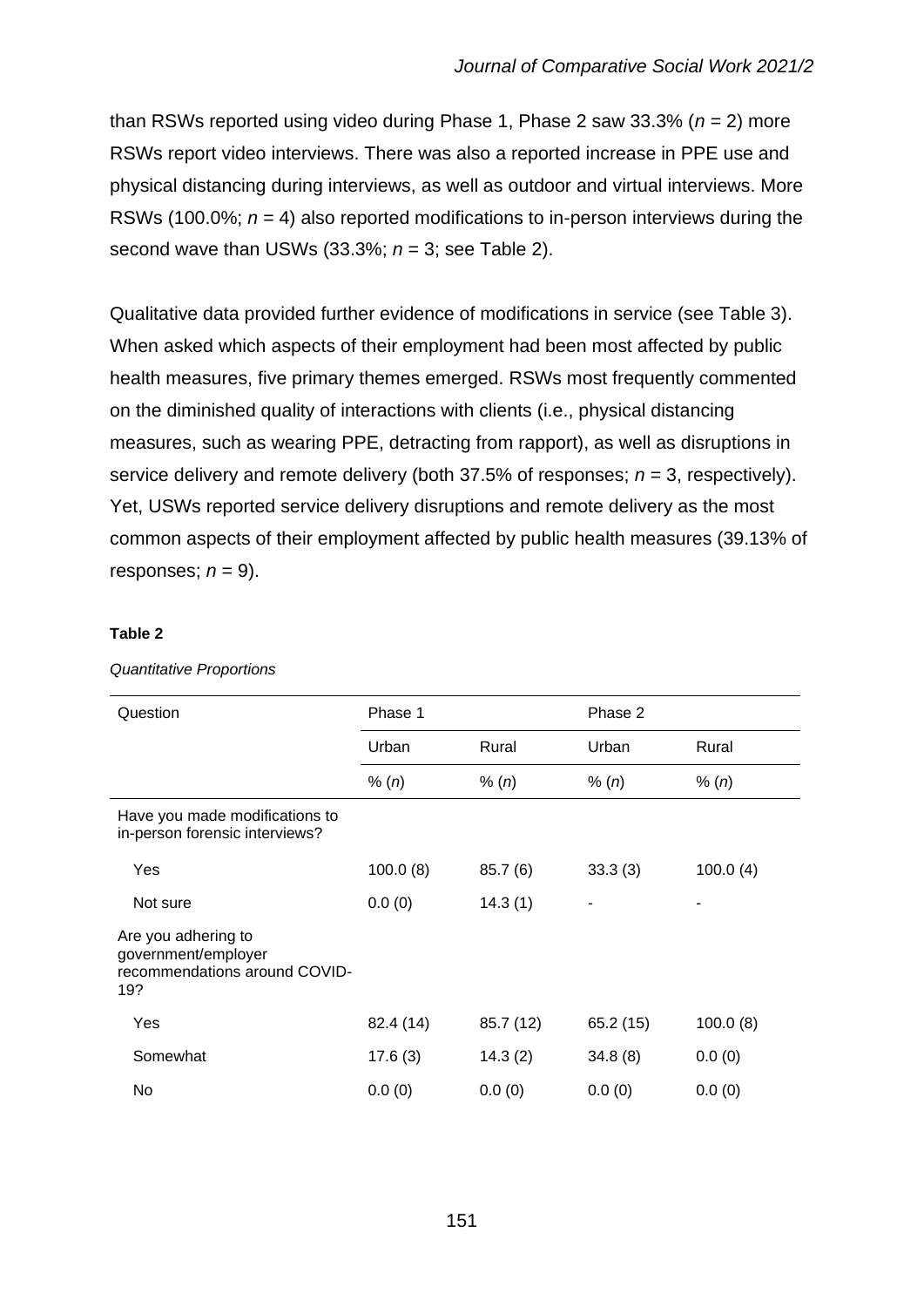than RSWs reported using video during Phase 1, Phase 2 saw 33.3% ($n$ = 2) more RSWs report video interviews. There was also a reported increase in PPE use and physical distancing during interviews, as well as outdoor and virtual interviews. More RSWs (100.0%; $n$ = 4) also reported modifications to in-person interviews during the second wave than USWs (33.3%; $n$ = 3; see Table 2).

Qualitative data provided further evidence of modifications in service (see Table 3). When asked which aspects of their employment had been most affected by public health measures, five primary themes emerged. RSWs most frequently commented on the diminished quality of interactions with clients (i.e., physical distancing measures, such as wearing PPE, detracting from rapport), as well as disruptions in service delivery and remote delivery (both 37.5% of responses; $n$ = 3, respectively). Yet, USWs reported service delivery disruptions and remote delivery as the most common aspects of their employment affected by public health measures (39.13% of responses; $n$ = 9).

**Table 2**

*Quantitative Proportions*

| Question | Phase 1 | | Phase 2 | |
|---|---|---|---|---|
| | Urban | Rural | Urban | Rural |
| | % (*n*) | % (*n*) | % (*n*) | % (*n*) |
| Have you made modifications to in-person forensic interviews? | | | | |
| Yes | 100.0 (8) | 85.7 (6) | 33.3 (3) | 100.0 (4) |
| Not sure | 0.0 (0) | 14.3 (1) | - | - |
| Are you adhering to government/employer recommendations around COVID-19? | | | | |
| Yes | 82.4 (14) | 85.7 (12) | 65.2 (15) | 100.0 (8) |
| Somewhat | 17.6 (3) | 14.3 (2) | 34.8 (8) | 0.0 (0) |
| No | 0.0 (0) | 0.0 (0) | 0.0 (0) | 0.0 (0) |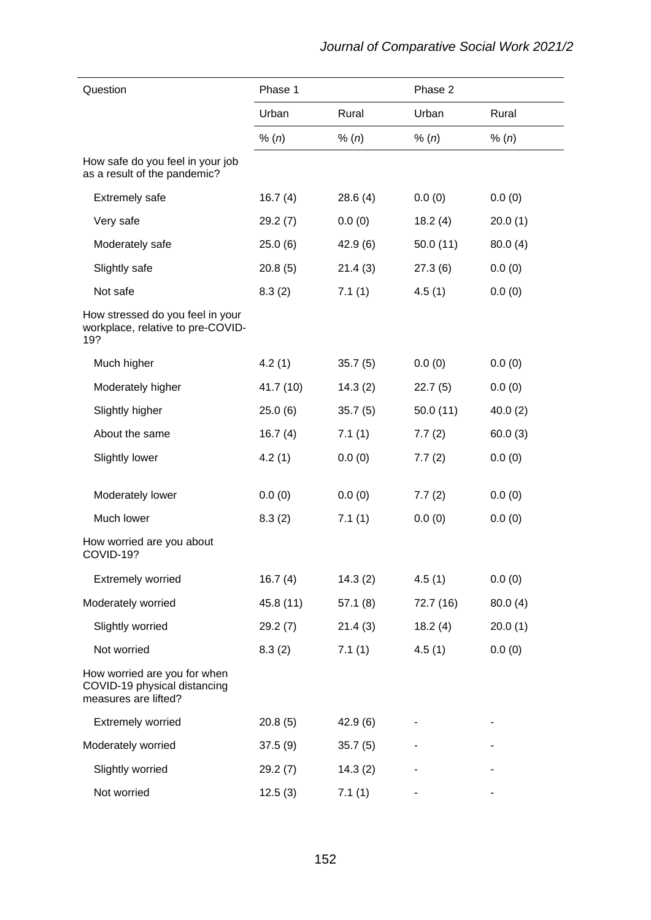| Question | Phase 1 | | Phase 2 | |
|---|---|---|---|---|
| | Urban | Rural | Urban | Rural |
| | % (*n*) | % (*n*) | % (*n*) | % (*n*) |
| How safe do you feel in your job as a result of the pandemic? | | | | |
| Extremely safe | 16.7 (4) | 28.6 (4) | 0.0 (0) | 0.0 (0) |
| Very safe | 29.2 (7) | 0.0 (0) | 18.2 (4) | 20.0 (1) |
| Moderately safe | 25.0 (6) | 42.9 (6) | 50.0 (11) | 80.0 (4) |
| Slightly safe | 20.8 (5) | 21.4 (3) | 27.3 (6) | 0.0 (0) |
| Not safe | 8.3 (2) | 7.1 (1) | 4.5 (1) | 0.0 (0) |
| How stressed do you feel in your workplace, relative to pre-COVID-19? | | | | |
| Much higher | 4.2 (1) | 35.7 (5) | 0.0 (0) | 0.0 (0) |
| Moderately higher | 41.7 (10) | 14.3 (2) | 22.7 (5) | 0.0 (0) |
| Slightly higher | 25.0 (6) | 35.7 (5) | 50.0 (11) | 40.0 (2) |
| About the same | 16.7 (4) | 7.1 (1) | 7.7 (2) | 60.0 (3) |
| Slightly lower | 4.2 (1) | 0.0 (0) | 7.7 (2) | 0.0 (0) |
| Moderately lower | 0.0 (0) | 0.0 (0) | 7.7 (2) | 0.0 (0) |
| Much lower | 8.3 (2) | 7.1 (1) | 0.0 (0) | 0.0 (0) |
| How worried are you about COVID-19? | | | | |
| Extremely worried | 16.7 (4) | 14.3 (2) | 4.5 (1) | 0.0 (0) |
| Moderately worried | 45.8 (11) | 57.1 (8) | 72.7 (16) | 80.0 (4) |
| Slightly worried | 29.2 (7) | 21.4 (3) | 18.2 (4) | 20.0 (1) |
| Not worried | 8.3 (2) | 7.1 (1) | 4.5 (1) | 0.0 (0) |
| How worried are you for when COVID-19 physical distancing measures are lifted? | | | | |
| Extremely worried | 20.8 (5) | 42.9 (6) | - | - |
| Moderately worried | 37.5 (9) | 35.7 (5) | - | - |
| Slightly worried | 29.2 (7) | 14.3 (2) | - | - |
| Not worried | 12.5 (3) | 7.1 (1) | - | - |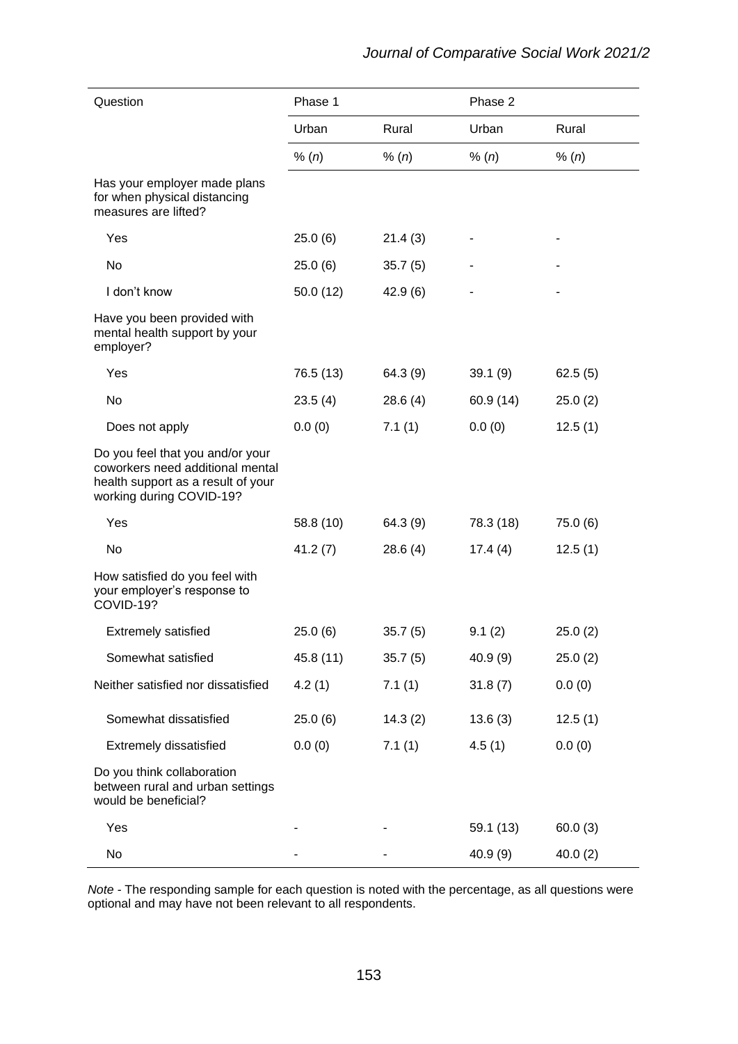| Question | Phase 1 | | Phase 2 | |
|---|---|---|---|---|
| | Urban | Rural | Urban | Rural |
| | % (*n*) | % (*n*) | % (*n*) | % (*n*) |
| Has your employer made plans for when physical distancing measures are lifted? | | | | |
| Yes | 25.0 (6) | 21.4 (3) | - | - |
| No | 25.0 (6) | 35.7 (5) | - | - |
| I don't know | 50.0 (12) | 42.9 (6) | - | - |
| Have you been provided with mental health support by your employer? | | | | |
| Yes | 76.5 (13) | 64.3 (9) | 39.1 (9) | 62.5 (5) |
| No | 23.5 (4) | 28.6 (4) | 60.9 (14) | 25.0 (2) |
| Does not apply | 0.0 (0) | 7.1 (1) | 0.0 (0) | 12.5 (1) |
| Do you feel that you and/or your coworkers need additional mental health support as a result of your working during COVID-19? | | | | |
| Yes | 58.8 (10) | 64.3 (9) | 78.3 (18) | 75.0 (6) |
| No | 41.2 (7) | 28.6 (4) | 17.4 (4) | 12.5 (1) |
| How satisfied do you feel with your employer's response to COVID-19? | | | | |
| Extremely satisfied | 25.0 (6) | 35.7 (5) | 9.1 (2) | 25.0 (2) |
| Somewhat satisfied | 45.8 (11) | 35.7 (5) | 40.9 (9) | 25.0 (2) |
| Neither satisfied nor dissatisfied | 4.2 (1) | 7.1 (1) | 31.8 (7) | 0.0 (0) |
| Somewhat dissatisfied | 25.0 (6) | 14.3 (2) | 13.6 (3) | 12.5 (1) |
| Extremely dissatisfied | 0.0 (0) | 7.1 (1) | 4.5 (1) | 0.0 (0) |
| Do you think collaboration between rural and urban settings would be beneficial? | | | | |
| Yes | - | - | 59.1 (13) | 60.0 (3) |
| No | - | - | 40.9 (9) | 40.0 (2) |

*Note* - The responding sample for each question is noted with the percentage, as all questions were optional and may have not been relevant to all respondents.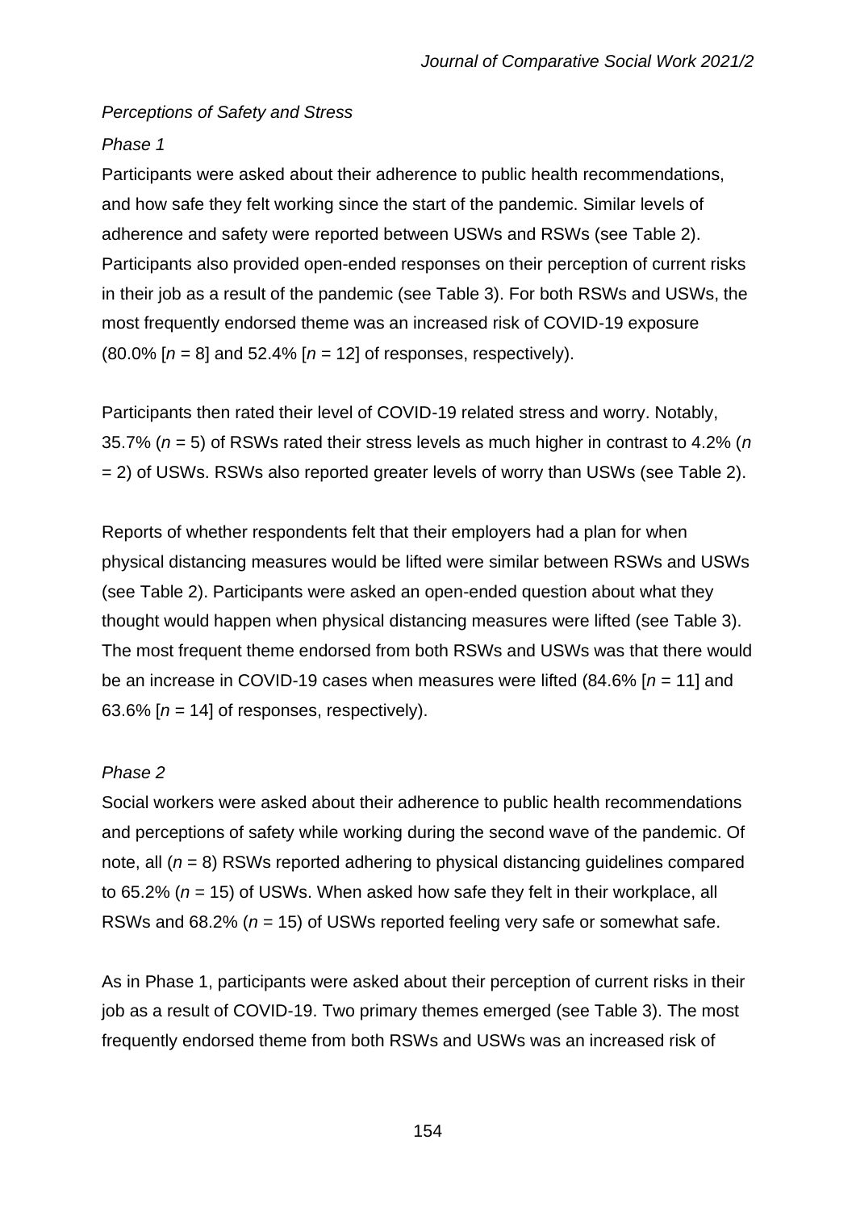*Perceptions of Safety and Stress*

*Phase 1*

Participants were asked about their adherence to public health recommendations, and how safe they felt working since the start of the pandemic. Similar levels of adherence and safety were reported between USWs and RSWs (see Table 2). Participants also provided open-ended responses on their perception of current risks in their job as a result of the pandemic (see Table 3). For both RSWs and USWs, the most frequently endorsed theme was an increased risk of COVID-19 exposure (80.0% [$n$ = 8] and 52.4% [$n$ = 12] of responses, respectively).

Participants then rated their level of COVID-19 related stress and worry. Notably, 35.7% ($n$ = 5) of RSWs rated their stress levels as much higher in contrast to 4.2% ($n$ = 2) of USWs. RSWs also reported greater levels of worry than USWs (see Table 2).

Reports of whether respondents felt that their employers had a plan for when physical distancing measures would be lifted were similar between RSWs and USWs (see Table 2). Participants were asked an open-ended question about what they thought would happen when physical distancing measures were lifted (see Table 3). The most frequent theme endorsed from both RSWs and USWs was that there would be an increase in COVID-19 cases when measures were lifted (84.6% [$n$ = 11] and 63.6% [$n$ = 14] of responses, respectively).

*Phase 2*

Social workers were asked about their adherence to public health recommendations and perceptions of safety while working during the second wave of the pandemic. Of note, all ($n$ = 8) RSWs reported adhering to physical distancing guidelines compared to 65.2% ($n$ = 15) of USWs. When asked how safe they felt in their workplace, all RSWs and 68.2% ($n$ = 15) of USWs reported feeling very safe or somewhat safe.

As in Phase 1, participants were asked about their perception of current risks in their job as a result of COVID-19. Two primary themes emerged (see Table 3). The most frequently endorsed theme from both RSWs and USWs was an increased risk of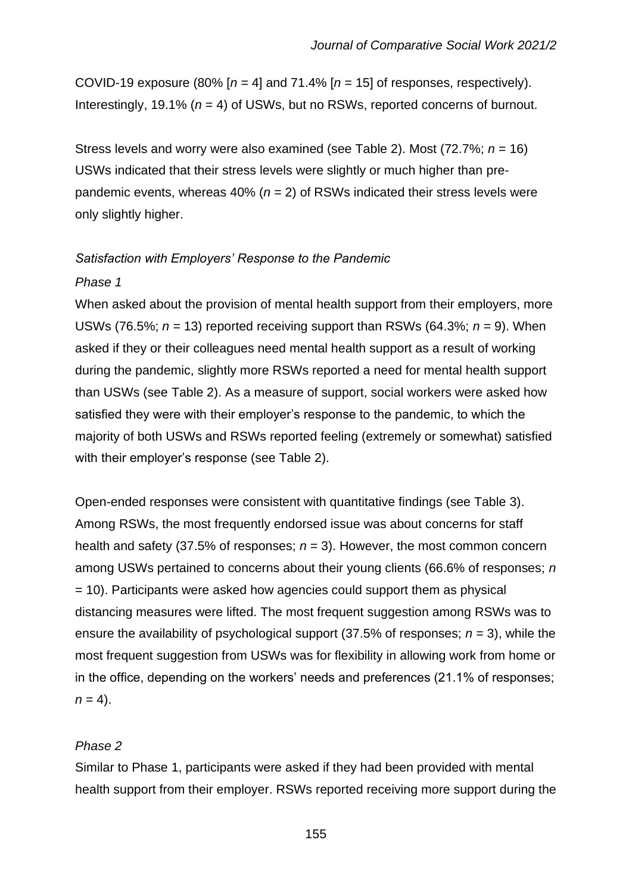COVID-19 exposure (80% [$n$ = 4] and 71.4% [$n$ = 15] of responses, respectively). Interestingly, 19.1% ($n$ = 4) of USWs, but no RSWs, reported concerns of burnout.

Stress levels and worry were also examined (see Table 2). Most (72.7%; $n$ = 16) USWs indicated that their stress levels were slightly or much higher than pre-pandemic events, whereas 40% ($n$ = 2) of RSWs indicated their stress levels were only slightly higher.

*Satisfaction with Employers' Response to the Pandemic*

*Phase 1*

When asked about the provision of mental health support from their employers, more USWs (76.5%; $n$ = 13) reported receiving support than RSWs (64.3%; $n$ = 9). When asked if they or their colleagues need mental health support as a result of working during the pandemic, slightly more RSWs reported a need for mental health support than USWs (see Table 2). As a measure of support, social workers were asked how satisfied they were with their employer's response to the pandemic, to which the majority of both USWs and RSWs reported feeling (extremely or somewhat) satisfied with their employer's response (see Table 2).

Open-ended responses were consistent with quantitative findings (see Table 3). Among RSWs, the most frequently endorsed issue was about concerns for staff health and safety (37.5% of responses; $n$ = 3). However, the most common concern among USWs pertained to concerns about their young clients (66.6% of responses; $n$ = 10). Participants were asked how agencies could support them as physical distancing measures were lifted. The most frequent suggestion among RSWs was to ensure the availability of psychological support (37.5% of responses; $n$ = 3), while the most frequent suggestion from USWs was for flexibility in allowing work from home or in the office, depending on the workers' needs and preferences (21.1% of responses; $n$ = 4).

*Phase 2*

Similar to Phase 1, participants were asked if they had been provided with mental health support from their employer. RSWs reported receiving more support during the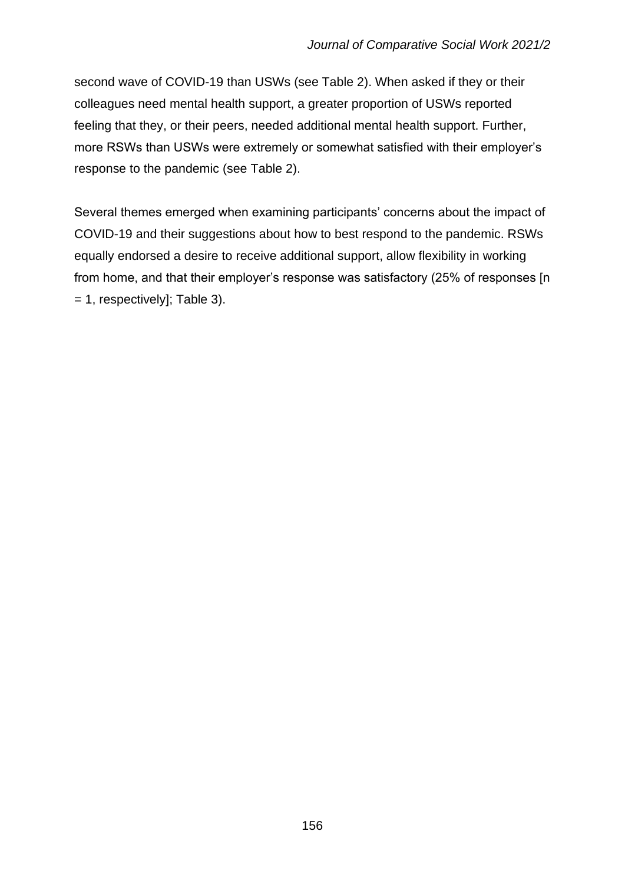second wave of COVID-19 than USWs (see Table 2). When asked if they or their colleagues need mental health support, a greater proportion of USWs reported feeling that they, or their peers, needed additional mental health support. Further, more RSWs than USWs were extremely or somewhat satisfied with their employer's response to the pandemic (see Table 2).

Several themes emerged when examining participants' concerns about the impact of COVID-19 and their suggestions about how to best respond to the pandemic. RSWs equally endorsed a desire to receive additional support, allow flexibility in working from home, and that their employer's response was satisfactory (25% of responses [n = 1, respectively]; Table 3).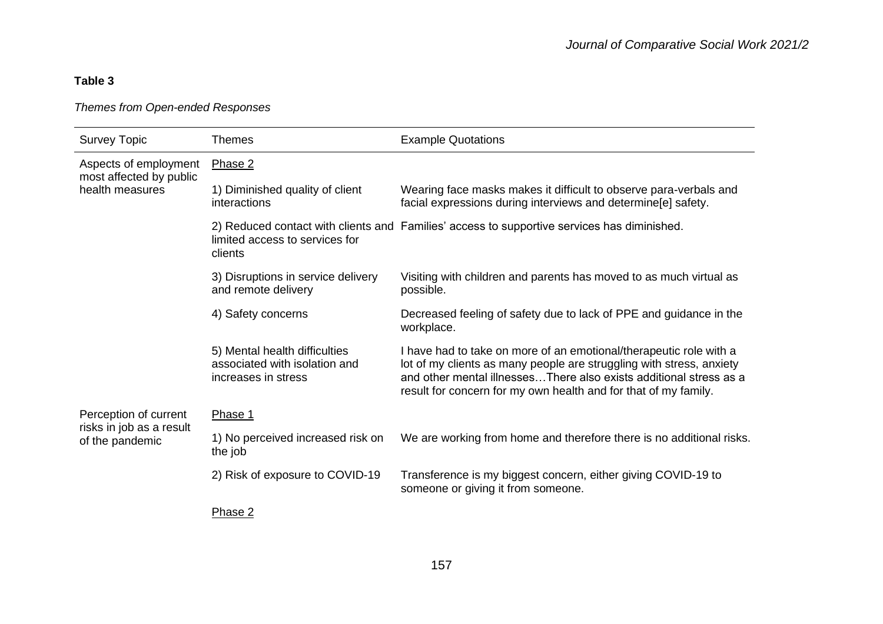**Table 3**

*Themes from Open-ended Responses*

| Survey Topic | Themes | Example Quotations |
|---|---|---|
| Aspects of employment most affected by public health measures | Phase 2 | |
| | 1) Diminished quality of client interactions | Wearing face masks makes it difficult to observe para-verbals and facial expressions during interviews and determine[e] safety. |
| | 2) Reduced contact with clients and limited access to services for clients | Families' access to supportive services has diminished. |
| | 3) Disruptions in service delivery and remote delivery | Visiting with children and parents has moved to as much virtual as possible. |
| | 4) Safety concerns | Decreased feeling of safety due to lack of PPE and guidance in the workplace. |
| | 5) Mental health difficulties associated with isolation and increases in stress | I have had to take on more of an emotional/therapeutic role with a lot of my clients as many people are struggling with stress, anxiety and other mental illnesses…There also exists additional stress as a result for concern for my own health and for that of my family. |
| Perception of current risks in job as a result of the pandemic | Phase 1 | |
| | 1) No perceived increased risk on the job | We are working from home and therefore there is no additional risks. |
| | 2) Risk of exposure to COVID-19 | Transference is my biggest concern, either giving COVID-19 to someone or giving it from someone. |
| | Phase 2 | |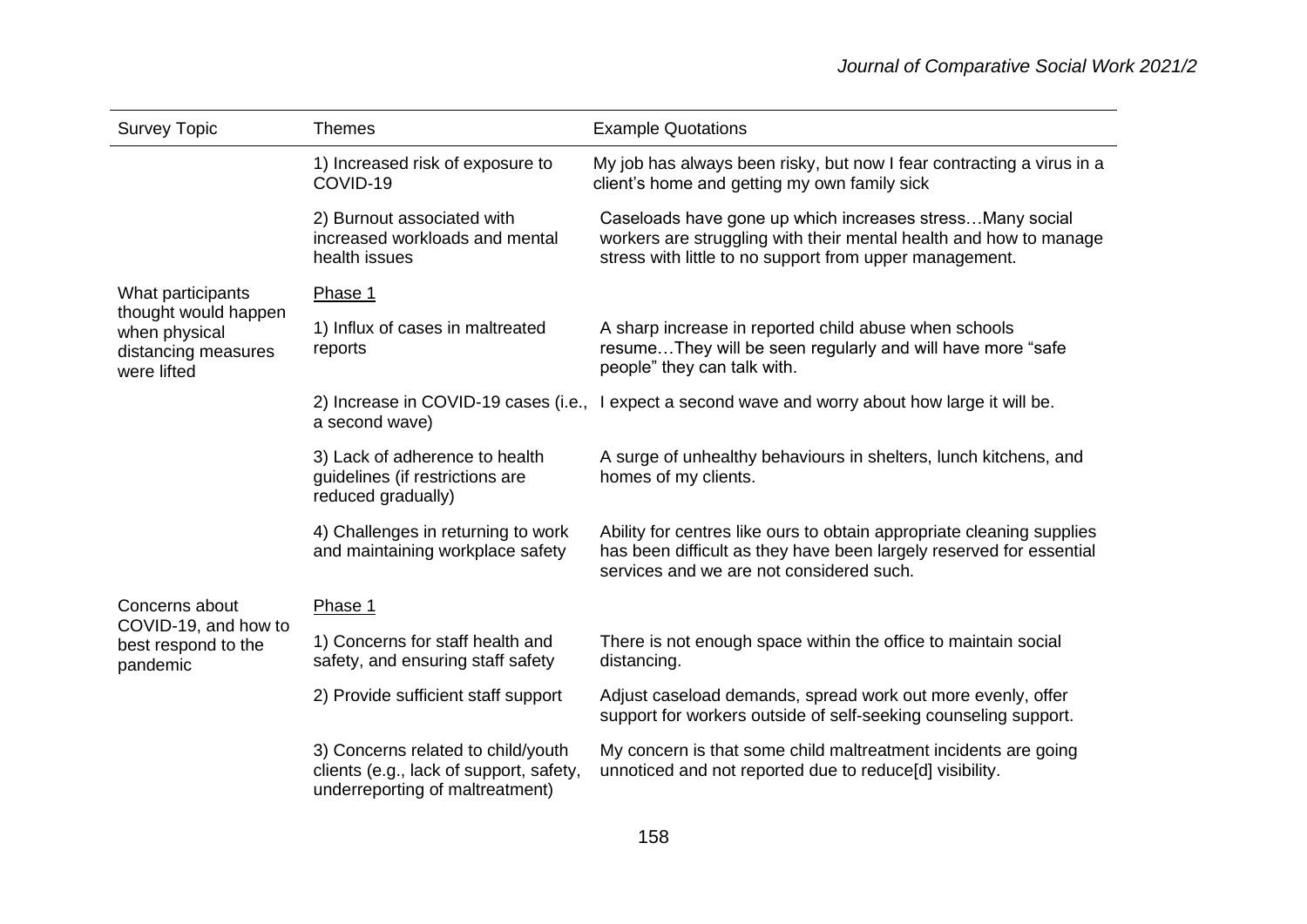| Survey Topic | Themes | Example Quotations |
|---|---|---|
| | 1) Increased risk of exposure to COVID-19 | My job has always been risky, but now I fear contracting a virus in a client's home and getting my own family sick |
| | 2) Burnout associated with increased workloads and mental health issues | Caseloads have gone up which increases stress…Many social workers are struggling with their mental health and how to manage stress with little to no support from upper management. |
| What participants thought would happen when physical distancing measures were lifted | Phase 1 | |
| | 1) Influx of cases in maltreated reports | A sharp increase in reported child abuse when schools resume…They will be seen regularly and will have more "safe people" they can talk with. |
| | 2) Increase in COVID-19 cases (i.e., a second wave) | I expect a second wave and worry about how large it will be. |
| | 3) Lack of adherence to health guidelines (if restrictions are reduced gradually) | A surge of unhealthy behaviours in shelters, lunch kitchens, and homes of my clients. |
| | 4) Challenges in returning to work and maintaining workplace safety | Ability for centres like ours to obtain appropriate cleaning supplies has been difficult as they have been largely reserved for essential services and we are not considered such. |
| Concerns about COVID-19, and how to best respond to the pandemic | Phase 1 | |
| | 1) Concerns for staff health and safety, and ensuring staff safety | There is not enough space within the office to maintain social distancing. |
| | 2) Provide sufficient staff support | Adjust caseload demands, spread work out more evenly, offer support for workers outside of self-seeking counseling support. |
| | 3) Concerns related to child/youth clients (e.g., lack of support, safety, underreporting of maltreatment) | My concern is that some child maltreatment incidents are going unnoticed and not reported due to reduce[d] visibility. |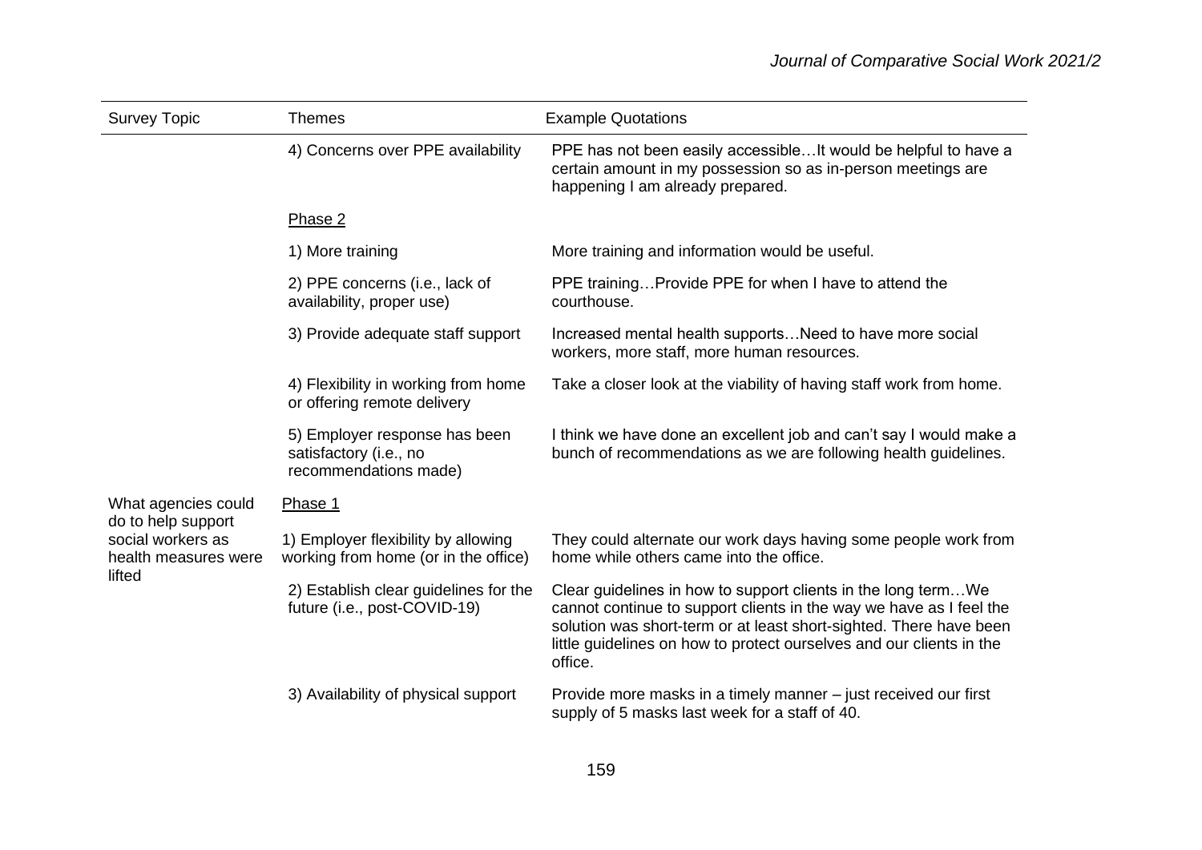| Survey Topic | Themes | Example Quotations |
|---|---|---|
| | 4) Concerns over PPE availability | PPE has not been easily accessible…It would be helpful to have a certain amount in my possession so as in-person meetings are happening I am already prepared. |
| | Phase 2 | |
| | 1) More training | More training and information would be useful. |
| | 2) PPE concerns (i.e., lack of availability, proper use) | PPE training…Provide PPE for when I have to attend the courthouse. |
| | 3) Provide adequate staff support | Increased mental health supports…Need to have more social workers, more staff, more human resources. |
| | 4) Flexibility in working from home or offering remote delivery | Take a closer look at the viability of having staff work from home. |
| | 5) Employer response has been satisfactory (i.e., no recommendations made) | I think we have done an excellent job and can't say I would make a bunch of recommendations as we are following health guidelines. |
| What agencies could do to help support social workers as health measures were lifted | Phase 1 | |
| | 1) Employer flexibility by allowing working from home (or in the office) | They could alternate our work days having some people work from home while others came into the office. |
| | 2) Establish clear guidelines for the future (i.e., post-COVID-19) | Clear guidelines in how to support clients in the long term…We cannot continue to support clients in the way we have as I feel the solution was short-term or at least short-sighted. There have been little guidelines on how to protect ourselves and our clients in the office. |
| | 3) Availability of physical support | Provide more masks in a timely manner – just received our first supply of 5 masks last week for a staff of 40. |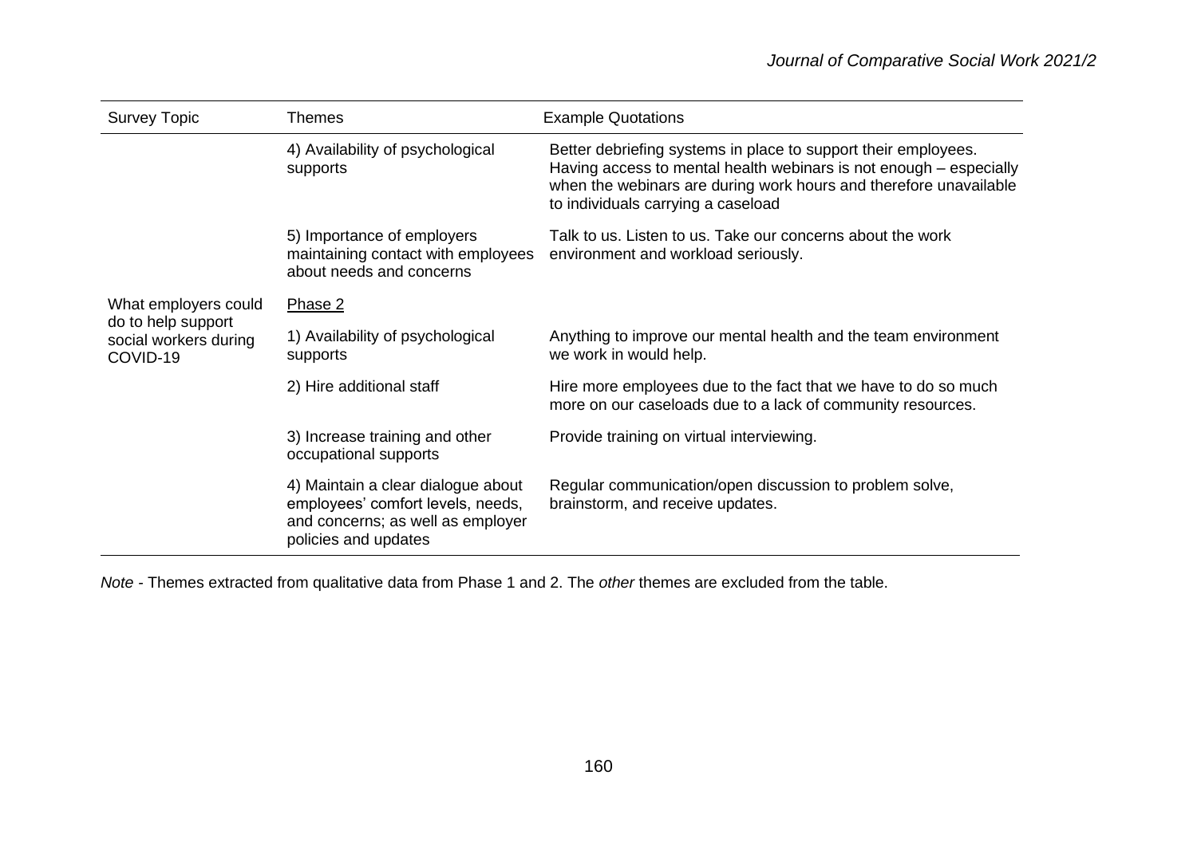| Survey Topic | Themes | Example Quotations |
|---|---|---|
| | 4) Availability of psychological supports | Better debriefing systems in place to support their employees. Having access to mental health webinars is not enough – especially when the webinars are during work hours and therefore unavailable to individuals carrying a caseload |
| | 5) Importance of employers maintaining contact with employees about needs and concerns | Talk to us. Listen to us. Take our concerns about the work environment and workload seriously. |
| What employers could do to help support social workers during COVID-19 | Phase 2 | |
| | 1) Availability of psychological supports | Anything to improve our mental health and the team environment we work in would help. |
| | 2) Hire additional staff | Hire more employees due to the fact that we have to do so much more on our caseloads due to a lack of community resources. |
| | 3) Increase training and other occupational supports | Provide training on virtual interviewing. |
| | 4) Maintain a clear dialogue about employees' comfort levels, needs, and concerns; as well as employer policies and updates | Regular communication/open discussion to problem solve, brainstorm, and receive updates. |

*Note* - Themes extracted from qualitative data from Phase 1 and 2. The *other* themes are excluded from the table.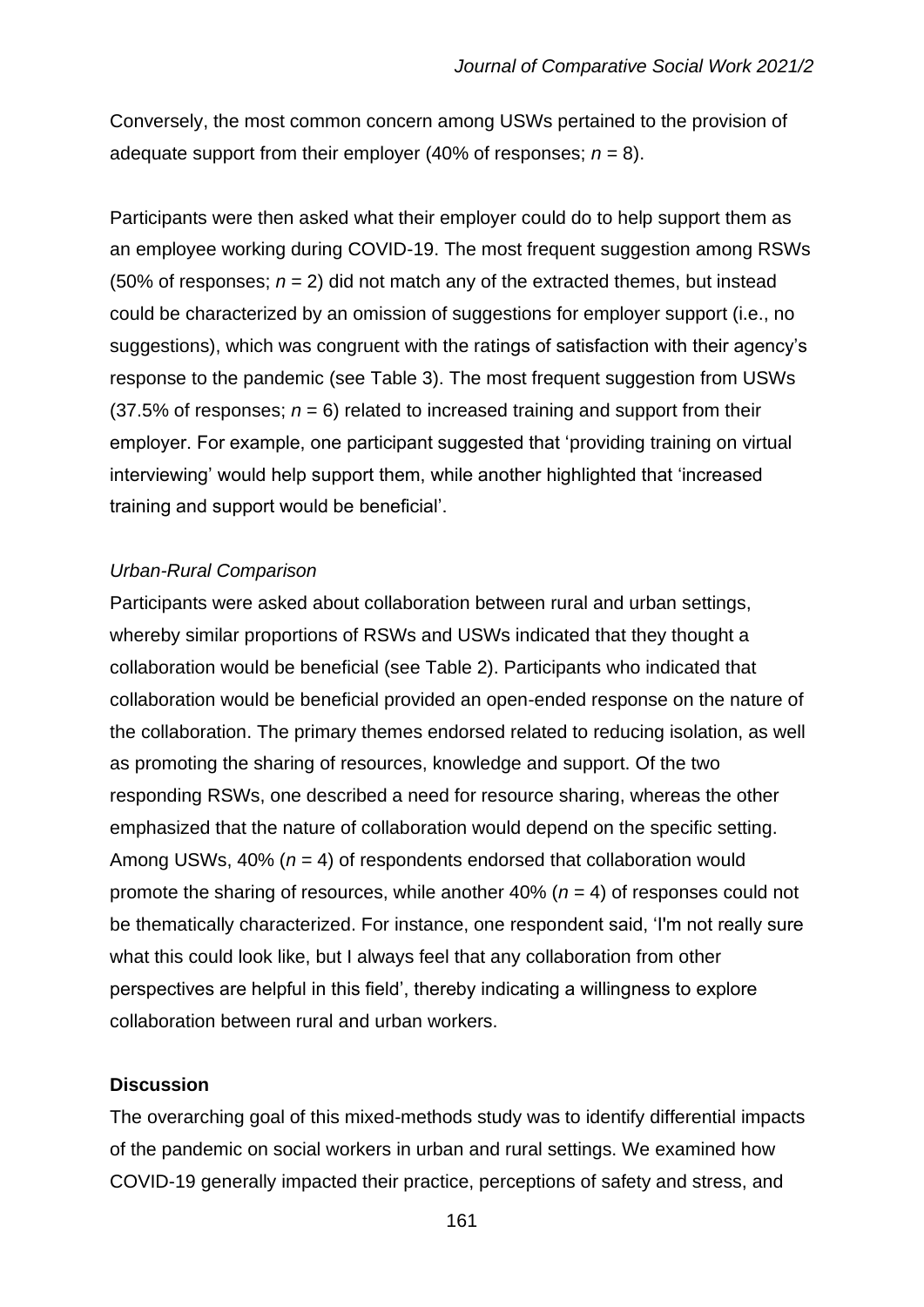Conversely, the most common concern among USWs pertained to the provision of adequate support from their employer (40% of responses; $n$ = 8).

Participants were then asked what their employer could do to help support them as an employee working during COVID-19. The most frequent suggestion among RSWs (50% of responses; $n$ = 2) did not match any of the extracted themes, but instead could be characterized by an omission of suggestions for employer support (i.e., no suggestions), which was congruent with the ratings of satisfaction with their agency's response to the pandemic (see Table 3). The most frequent suggestion from USWs (37.5% of responses; $n$ = 6) related to increased training and support from their employer. For example, one participant suggested that 'providing training on virtual interviewing' would help support them, while another highlighted that 'increased training and support would be beneficial'.

*Urban-Rural Comparison*

Participants were asked about collaboration between rural and urban settings, whereby similar proportions of RSWs and USWs indicated that they thought a collaboration would be beneficial (see Table 2). Participants who indicated that collaboration would be beneficial provided an open-ended response on the nature of the collaboration. The primary themes endorsed related to reducing isolation, as well as promoting the sharing of resources, knowledge and support. Of the two responding RSWs, one described a need for resource sharing, whereas the other emphasized that the nature of collaboration would depend on the specific setting. Among USWs, 40% ($n$ = 4) of respondents endorsed that collaboration would promote the sharing of resources, while another 40% ($n$ = 4) of responses could not be thematically characterized. For instance, one respondent said, 'I'm not really sure what this could look like, but I always feel that any collaboration from other perspectives are helpful in this field', thereby indicating a willingness to explore collaboration between rural and urban workers.

**Discussion**

The overarching goal of this mixed-methods study was to identify differential impacts of the pandemic on social workers in urban and rural settings. We examined how COVID-19 generally impacted their practice, perceptions of safety and stress, and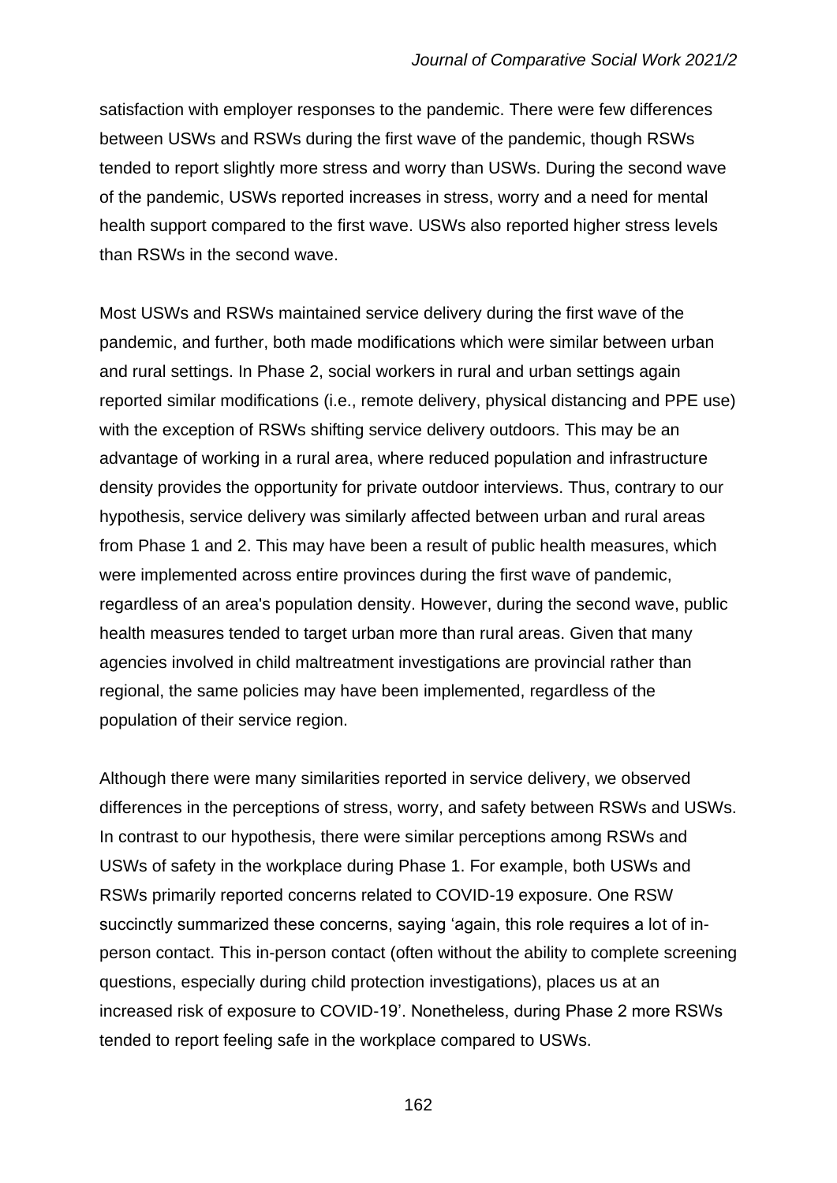satisfaction with employer responses to the pandemic. There were few differences between USWs and RSWs during the first wave of the pandemic, though RSWs tended to report slightly more stress and worry than USWs. During the second wave of the pandemic, USWs reported increases in stress, worry and a need for mental health support compared to the first wave. USWs also reported higher stress levels than RSWs in the second wave.

Most USWs and RSWs maintained service delivery during the first wave of the pandemic, and further, both made modifications which were similar between urban and rural settings. In Phase 2, social workers in rural and urban settings again reported similar modifications (i.e., remote delivery, physical distancing and PPE use) with the exception of RSWs shifting service delivery outdoors. This may be an advantage of working in a rural area, where reduced population and infrastructure density provides the opportunity for private outdoor interviews. Thus, contrary to our hypothesis, service delivery was similarly affected between urban and rural areas from Phase 1 and 2. This may have been a result of public health measures, which were implemented across entire provinces during the first wave of pandemic, regardless of an area's population density. However, during the second wave, public health measures tended to target urban more than rural areas. Given that many agencies involved in child maltreatment investigations are provincial rather than regional, the same policies may have been implemented, regardless of the population of their service region.

Although there were many similarities reported in service delivery, we observed differences in the perceptions of stress, worry, and safety between RSWs and USWs. In contrast to our hypothesis, there were similar perceptions among RSWs and USWs of safety in the workplace during Phase 1. For example, both USWs and RSWs primarily reported concerns related to COVID-19 exposure. One RSW succinctly summarized these concerns, saying 'again, this role requires a lot of in-person contact. This in-person contact (often without the ability to complete screening questions, especially during child protection investigations), places us at an increased risk of exposure to COVID-19'. Nonetheless, during Phase 2 more RSWs tended to report feeling safe in the workplace compared to USWs.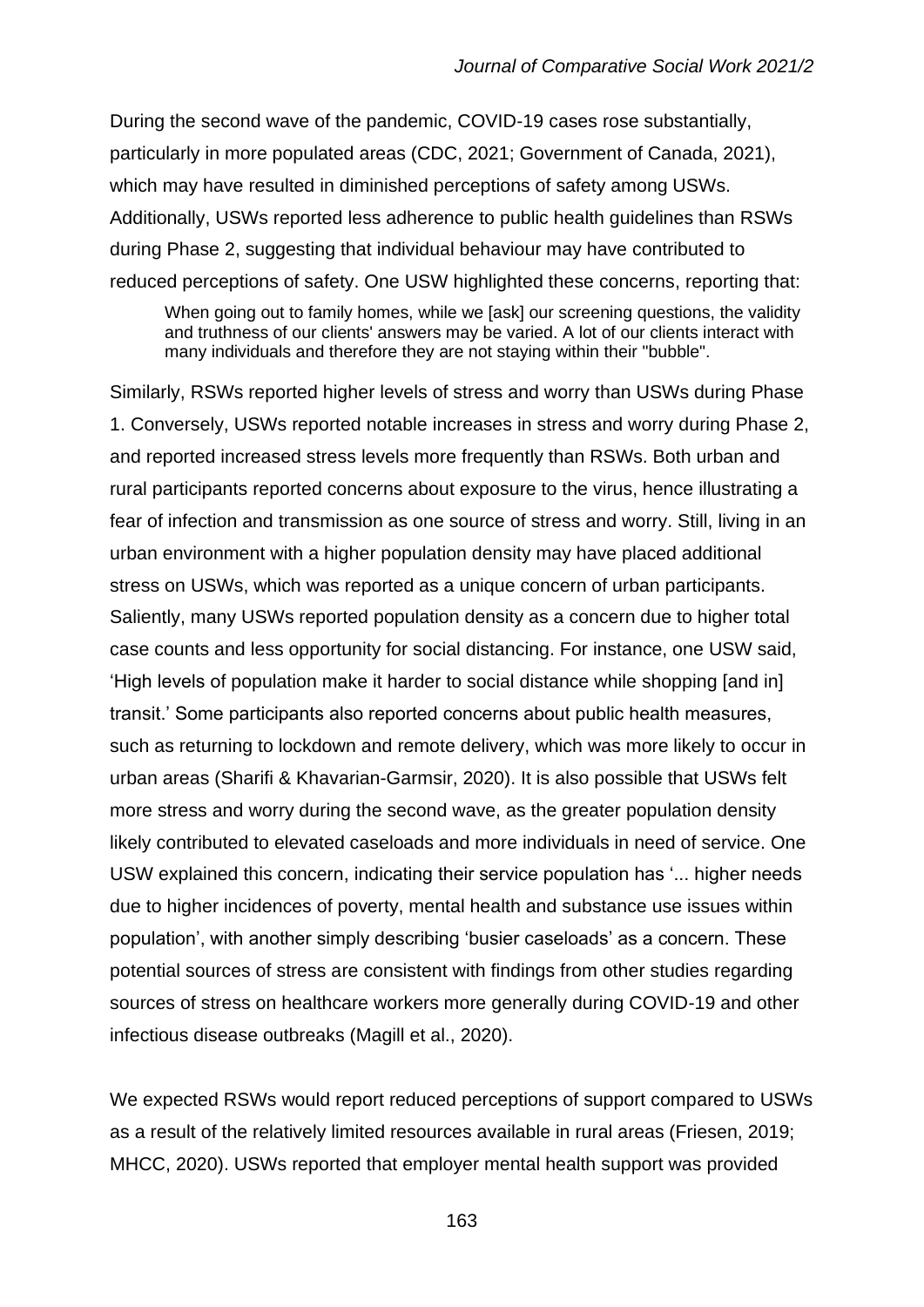During the second wave of the pandemic, COVID-19 cases rose substantially, particularly in more populated areas (CDC, 2021; Government of Canada, 2021), which may have resulted in diminished perceptions of safety among USWs. Additionally, USWs reported less adherence to public health guidelines than RSWs during Phase 2, suggesting that individual behaviour may have contributed to reduced perceptions of safety. One USW highlighted these concerns, reporting that:

> When going out to family homes, while we [ask] our screening questions, the validity and truthness of our clients' answers may be varied. A lot of our clients interact with many individuals and therefore they are not staying within their "bubble".

Similarly, RSWs reported higher levels of stress and worry than USWs during Phase 1. Conversely, USWs reported notable increases in stress and worry during Phase 2, and reported increased stress levels more frequently than RSWs. Both urban and rural participants reported concerns about exposure to the virus, hence illustrating a fear of infection and transmission as one source of stress and worry. Still, living in an urban environment with a higher population density may have placed additional stress on USWs, which was reported as a unique concern of urban participants. Saliently, many USWs reported population density as a concern due to higher total case counts and less opportunity for social distancing. For instance, one USW said, 'High levels of population make it harder to social distance while shopping [and in] transit.' Some participants also reported concerns about public health measures, such as returning to lockdown and remote delivery, which was more likely to occur in urban areas (Sharifi & Khavarian-Garmsir, 2020). It is also possible that USWs felt more stress and worry during the second wave, as the greater population density likely contributed to elevated caseloads and more individuals in need of service. One USW explained this concern, indicating their service population has '... higher needs due to higher incidences of poverty, mental health and substance use issues within population', with another simply describing 'busier caseloads' as a concern. These potential sources of stress are consistent with findings from other studies regarding sources of stress on healthcare workers more generally during COVID-19 and other infectious disease outbreaks (Magill et al., 2020).

We expected RSWs would report reduced perceptions of support compared to USWs as a result of the relatively limited resources available in rural areas (Friesen, 2019; MHCC, 2020). USWs reported that employer mental health support was provided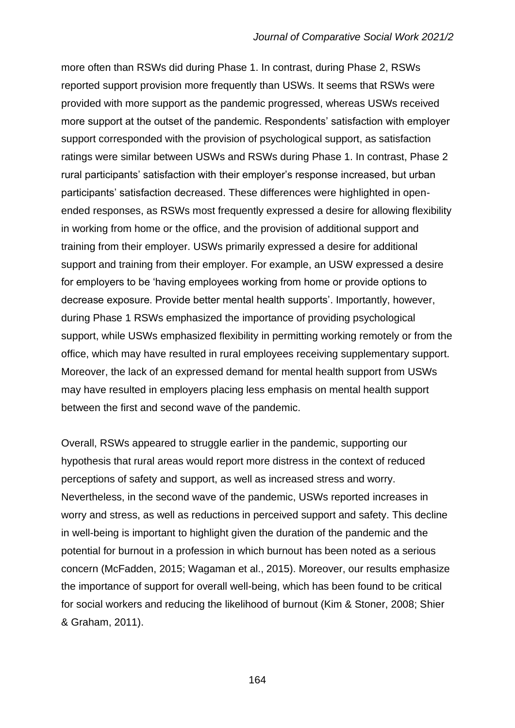more often than RSWs did during Phase 1. In contrast, during Phase 2, RSWs reported support provision more frequently than USWs. It seems that RSWs were provided with more support as the pandemic progressed, whereas USWs received more support at the outset of the pandemic. Respondents' satisfaction with employer support corresponded with the provision of psychological support, as satisfaction ratings were similar between USWs and RSWs during Phase 1. In contrast, Phase 2 rural participants' satisfaction with their employer's response increased, but urban participants' satisfaction decreased. These differences were highlighted in open-ended responses, as RSWs most frequently expressed a desire for allowing flexibility in working from home or the office, and the provision of additional support and training from their employer. USWs primarily expressed a desire for additional support and training from their employer. For example, an USW expressed a desire for employers to be 'having employees working from home or provide options to decrease exposure. Provide better mental health supports'. Importantly, however, during Phase 1 RSWs emphasized the importance of providing psychological support, while USWs emphasized flexibility in permitting working remotely or from the office, which may have resulted in rural employees receiving supplementary support. Moreover, the lack of an expressed demand for mental health support from USWs may have resulted in employers placing less emphasis on mental health support between the first and second wave of the pandemic.

Overall, RSWs appeared to struggle earlier in the pandemic, supporting our hypothesis that rural areas would report more distress in the context of reduced perceptions of safety and support, as well as increased stress and worry. Nevertheless, in the second wave of the pandemic, USWs reported increases in worry and stress, as well as reductions in perceived support and safety. This decline in well-being is important to highlight given the duration of the pandemic and the potential for burnout in a profession in which burnout has been noted as a serious concern (McFadden, 2015; Wagaman et al., 2015). Moreover, our results emphasize the importance of support for overall well-being, which has been found to be critical for social workers and reducing the likelihood of burnout (Kim & Stoner, 2008; Shier & Graham, 2011).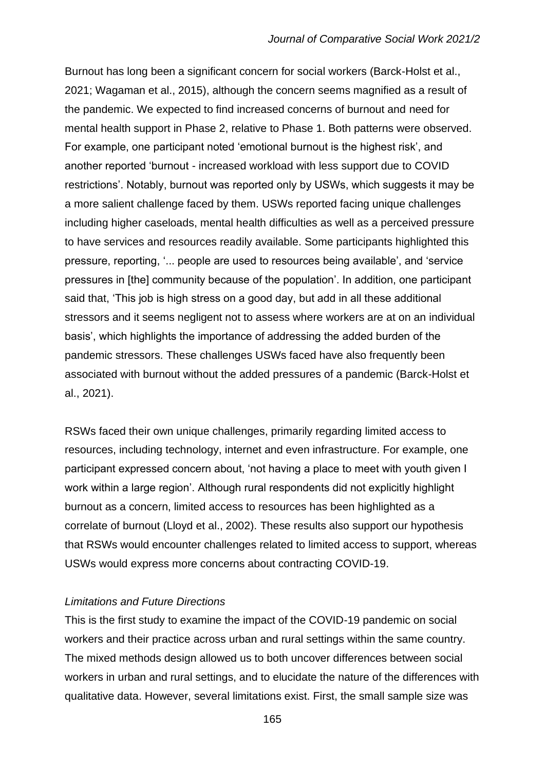Burnout has long been a significant concern for social workers (Barck-Holst et al., 2021; Wagaman et al., 2015), although the concern seems magnified as a result of the pandemic. We expected to find increased concerns of burnout and need for mental health support in Phase 2, relative to Phase 1. Both patterns were observed. For example, one participant noted 'emotional burnout is the highest risk', and another reported 'burnout - increased workload with less support due to COVID restrictions'. Notably, burnout was reported only by USWs, which suggests it may be a more salient challenge faced by them. USWs reported facing unique challenges including higher caseloads, mental health difficulties as well as a perceived pressure to have services and resources readily available. Some participants highlighted this pressure, reporting, '... people are used to resources being available', and 'service pressures in [the] community because of the population'. In addition, one participant said that, 'This job is high stress on a good day, but add in all these additional stressors and it seems negligent not to assess where workers are at on an individual basis', which highlights the importance of addressing the added burden of the pandemic stressors. These challenges USWs faced have also frequently been associated with burnout without the added pressures of a pandemic (Barck-Holst et al., 2021).

RSWs faced their own unique challenges, primarily regarding limited access to resources, including technology, internet and even infrastructure. For example, one participant expressed concern about, 'not having a place to meet with youth given I work within a large region'. Although rural respondents did not explicitly highlight burnout as a concern, limited access to resources has been highlighted as a correlate of burnout (Lloyd et al., 2002). These results also support our hypothesis that RSWs would encounter challenges related to limited access to support, whereas USWs would express more concerns about contracting COVID-19.

*Limitations and Future Directions*

This is the first study to examine the impact of the COVID-19 pandemic on social workers and their practice across urban and rural settings within the same country. The mixed methods design allowed us to both uncover differences between social workers in urban and rural settings, and to elucidate the nature of the differences with qualitative data. However, several limitations exist. First, the small sample size was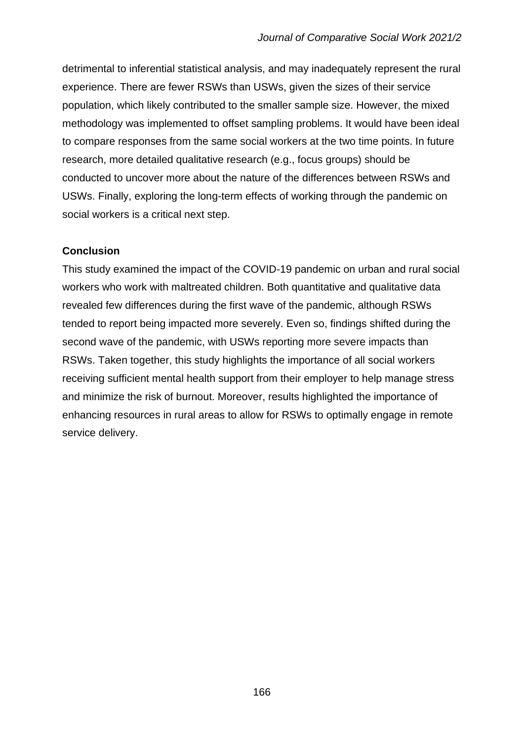detrimental to inferential statistical analysis, and may inadequately represent the rural experience. There are fewer RSWs than USWs, given the sizes of their service population, which likely contributed to the smaller sample size. However, the mixed methodology was implemented to offset sampling problems. It would have been ideal to compare responses from the same social workers at the two time points. In future research, more detailed qualitative research (e.g., focus groups) should be conducted to uncover more about the nature of the differences between RSWs and USWs. Finally, exploring the long-term effects of working through the pandemic on social workers is a critical next step.

## Conclusion

This study examined the impact of the COVID-19 pandemic on urban and rural social workers who work with maltreated children. Both quantitative and qualitative data revealed few differences during the first wave of the pandemic, although RSWs tended to report being impacted more severely. Even so, findings shifted during the second wave of the pandemic, with USWs reporting more severe impacts than RSWs. Taken together, this study highlights the importance of all social workers receiving sufficient mental health support from their employer to help manage stress and minimize the risk of burnout. Moreover, results highlighted the importance of enhancing resources in rural areas to allow for RSWs to optimally engage in remote service delivery.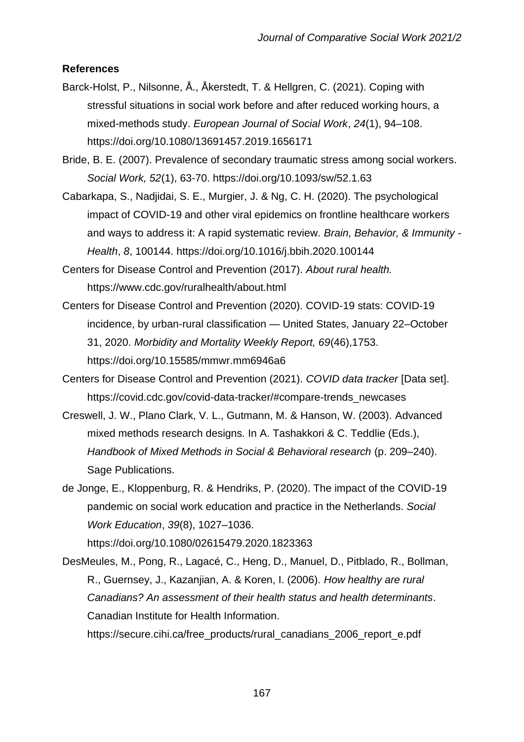**References**

Barck-Holst, P., Nilsonne, Å., Åkerstedt, T. & Hellgren, C. (2021). Coping with stressful situations in social work before and after reduced working hours, a mixed-methods study. *European Journal of Social Work*, *24*(1), 94–108. https://doi.org/10.1080/13691457.2019.1656171

Bride, B. E. (2007). Prevalence of secondary traumatic stress among social workers. *Social Work, 52*(1), 63-70. https://doi.org/10.1093/sw/52.1.63

Cabarkapa, S., Nadjidai, S. E., Murgier, J. & Ng, C. H. (2020). The psychological impact of COVID-19 and other viral epidemics on frontline healthcare workers and ways to address it: A rapid systematic review. *Brain, Behavior, & Immunity - Health*, *8*, 100144. https://doi.org/10.1016/j.bbih.2020.100144

Centers for Disease Control and Prevention (2017). *About rural health.* https://www.cdc.gov/ruralhealth/about.html

Centers for Disease Control and Prevention (2020). COVID-19 stats: COVID-19 incidence, by urban-rural classification — United States, January 22–October 31, 2020. *Morbidity and Mortality Weekly Report, 69*(46),1753. https://doi.org/10.15585/mmwr.mm6946a6

Centers for Disease Control and Prevention (2021). *COVID data tracker* [Data set]. https://covid.cdc.gov/covid-data-tracker/#compare-trends_newcases

Creswell, J. W., Plano Clark, V. L., Gutmann, M. & Hanson, W. (2003). Advanced mixed methods research designs*.* In A. Tashakkori & C. Teddlie (Eds.), *Handbook of Mixed Methods in Social & Behavioral research* (p. 209–240). Sage Publications.

de Jonge, E., Kloppenburg, R. & Hendriks, P. (2020). The impact of the COVID-19 pandemic on social work education and practice in the Netherlands. *Social Work Education*, *39*(8), 1027–1036. https://doi.org/10.1080/02615479.2020.1823363

DesMeules, M., Pong, R., Lagacé, C., Heng, D., Manuel, D., Pitblado, R., Bollman, R., Guernsey, J., Kazanjian, A. & Koren, I. (2006). *How healthy are rural Canadians? An assessment of their health status and health determinants*. Canadian Institute for Health Information. https://secure.cihi.ca/free_products/rural_canadians_2006_report_e.pdf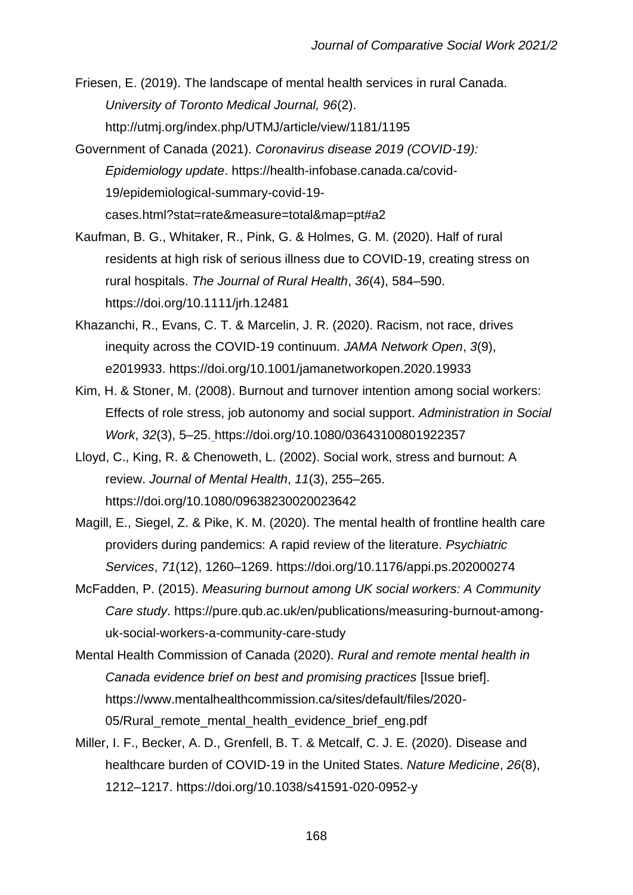Friesen, E. (2019). The landscape of mental health services in rural Canada. *University of Toronto Medical Journal, 96*(2). http://utmj.org/index.php/UTMJ/article/view/1181/1195

Government of Canada (2021). *Coronavirus disease 2019 (COVID-19): Epidemiology update*. https://health-infobase.canada.ca/covid-19/epidemiological-summary-covid-19-cases.html?stat=rate&measure=total&map=pt#a2

Kaufman, B. G., Whitaker, R., Pink, G. & Holmes, G. M. (2020). Half of rural residents at high risk of serious illness due to COVID-19, creating stress on rural hospitals. *The Journal of Rural Health*, *36*(4), 584–590. https://doi.org/10.1111/jrh.12481

Khazanchi, R., Evans, C. T. & Marcelin, J. R. (2020). Racism, not race, drives inequity across the COVID-19 continuum. *JAMA Network Open*, *3*(9), e2019933. https://doi.org/10.1001/jamanetworkopen.2020.19933

Kim, H. & Stoner, M. (2008). Burnout and turnover intention among social workers: Effects of role stress, job autonomy and social support. *Administration in Social Work*, *32*(3), 5–25. https://doi.org/10.1080/03643100801922357

Lloyd, C., King, R. & Chenoweth, L. (2002). Social work, stress and burnout: A review. *Journal of Mental Health*, *11*(3), 255–265. https://doi.org/10.1080/09638230020023642

Magill, E., Siegel, Z. & Pike, K. M. (2020). The mental health of frontline health care providers during pandemics: A rapid review of the literature. *Psychiatric Services*, *71*(12), 1260–1269. https://doi.org/10.1176/appi.ps.202000274

McFadden, P. (2015). *Measuring burnout among UK social workers: A Community Care study*. https://pure.qub.ac.uk/en/publications/measuring-burnout-among-uk-social-workers-a-community-care-study

Mental Health Commission of Canada (2020). *Rural and remote mental health in Canada evidence brief on best and promising practices* [Issue brief]. https://www.mentalhealthcommission.ca/sites/default/files/2020-05/Rural_remote_mental_health_evidence_brief_eng.pdf

Miller, I. F., Becker, A. D., Grenfell, B. T. & Metcalf, C. J. E. (2020). Disease and healthcare burden of COVID-19 in the United States. *Nature Medicine*, *26*(8), 1212–1217. https://doi.org/10.1038/s41591-020-0952-y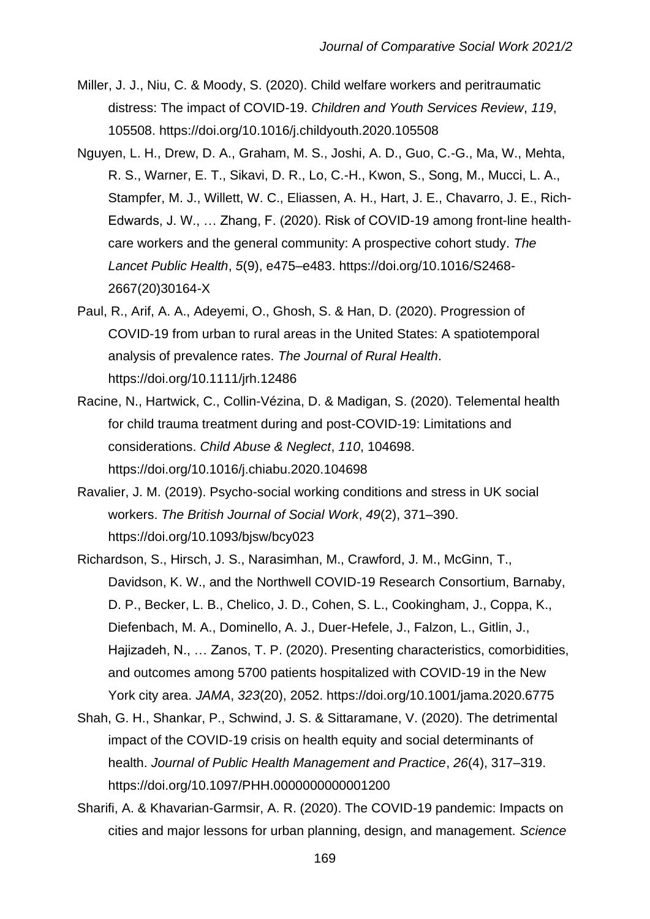Miller, J. J., Niu, C. & Moody, S. (2020). Child welfare workers and peritraumatic distress: The impact of COVID-19. *Children and Youth Services Review*, *119*, 105508. https://doi.org/10.1016/j.childyouth.2020.105508

Nguyen, L. H., Drew, D. A., Graham, M. S., Joshi, A. D., Guo, C.-G., Ma, W., Mehta, R. S., Warner, E. T., Sikavi, D. R., Lo, C.-H., Kwon, S., Song, M., Mucci, L. A., Stampfer, M. J., Willett, W. C., Eliassen, A. H., Hart, J. E., Chavarro, J. E., Rich-Edwards, J. W., … Zhang, F. (2020). Risk of COVID-19 among front-line health-care workers and the general community: A prospective cohort study. *The Lancet Public Health*, *5*(9), e475–e483. https://doi.org/10.1016/S2468-2667(20)30164-X

Paul, R., Arif, A. A., Adeyemi, O., Ghosh, S. & Han, D. (2020). Progression of COVID-19 from urban to rural areas in the United States: A spatiotemporal analysis of prevalence rates. *The Journal of Rural Health*. https://doi.org/10.1111/jrh.12486

Racine, N., Hartwick, C., Collin-Vézina, D. & Madigan, S. (2020). Telemental health for child trauma treatment during and post-COVID-19: Limitations and considerations. *Child Abuse & Neglect*, *110*, 104698. https://doi.org/10.1016/j.chiabu.2020.104698

Ravalier, J. M. (2019). Psycho-social working conditions and stress in UK social workers. *The British Journal of Social Work*, *49*(2), 371–390. https://doi.org/10.1093/bjsw/bcy023

Richardson, S., Hirsch, J. S., Narasimhan, M., Crawford, J. M., McGinn, T., Davidson, K. W., and the Northwell COVID-19 Research Consortium, Barnaby, D. P., Becker, L. B., Chelico, J. D., Cohen, S. L., Cookingham, J., Coppa, K., Diefenbach, M. A., Dominello, A. J., Duer-Hefele, J., Falzon, L., Gitlin, J., Hajizadeh, N., … Zanos, T. P. (2020). Presenting characteristics, comorbidities, and outcomes among 5700 patients hospitalized with COVID-19 in the New York city area. *JAMA*, *323*(20), 2052. https://doi.org/10.1001/jama.2020.6775

Shah, G. H., Shankar, P., Schwind, J. S. & Sittaramane, V. (2020). The detrimental impact of the COVID-19 crisis on health equity and social determinants of health. *Journal of Public Health Management and Practice*, *26*(4), 317–319. https://doi.org/10.1097/PHH.0000000000001200

Sharifi, A. & Khavarian-Garmsir, A. R. (2020). The COVID-19 pandemic: Impacts on cities and major lessons for urban planning, design, and management. *Science*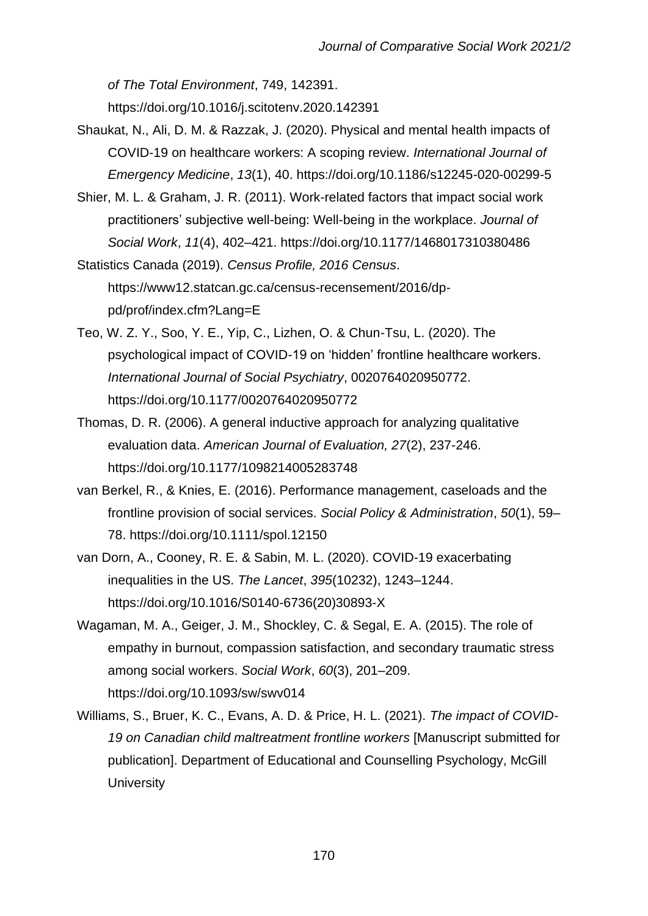*of The Total Environment*, 749, 142391. https://doi.org/10.1016/j.scitotenv.2020.142391

Shaukat, N., Ali, D. M. & Razzak, J. (2020). Physical and mental health impacts of COVID-19 on healthcare workers: A scoping review. *International Journal of Emergency Medicine*, *13*(1), 40. https://doi.org/10.1186/s12245-020-00299-5

Shier, M. L. & Graham, J. R. (2011). Work-related factors that impact social work practitioners' subjective well-being: Well-being in the workplace. *Journal of Social Work*, *11*(4), 402–421. https://doi.org/10.1177/1468017310380486

Statistics Canada (2019). *Census Profile, 2016 Census*. https://www12.statcan.gc.ca/census-recensement/2016/dp-pd/prof/index.cfm?Lang=E

Teo, W. Z. Y., Soo, Y. E., Yip, C., Lizhen, O. & Chun-Tsu, L. (2020). The psychological impact of COVID-19 on 'hidden' frontline healthcare workers. *International Journal of Social Psychiatry*, 0020764020950772. https://doi.org/10.1177/0020764020950772

Thomas, D. R. (2006). A general inductive approach for analyzing qualitative evaluation data. *American Journal of Evaluation, 27*(2), 237-246. https://doi.org/10.1177/1098214005283748

van Berkel, R., & Knies, E. (2016). Performance management, caseloads and the frontline provision of social services. *Social Policy & Administration*, *50*(1), 59–78. https://doi.org/10.1111/spol.12150

van Dorn, A., Cooney, R. E. & Sabin, M. L. (2020). COVID-19 exacerbating inequalities in the US. *The Lancet*, *395*(10232), 1243–1244. https://doi.org/10.1016/S0140-6736(20)30893-X

Wagaman, M. A., Geiger, J. M., Shockley, C. & Segal, E. A. (2015). The role of empathy in burnout, compassion satisfaction, and secondary traumatic stress among social workers. *Social Work*, *60*(3), 201–209. https://doi.org/10.1093/sw/swv014

Williams, S., Bruer, K. C., Evans, A. D. & Price, H. L. (2021). *The impact of COVID-19 on Canadian child maltreatment frontline workers* [Manuscript submitted for publication]. Department of Educational and Counselling Psychology, McGill University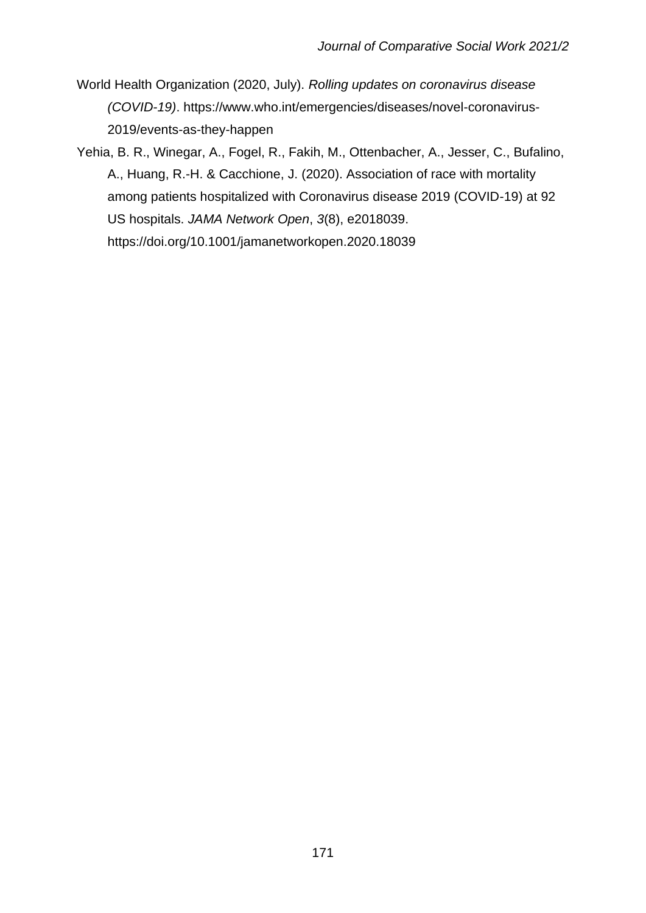World Health Organization (2020, July). *Rolling updates on coronavirus disease (COVID-19)*. https://www.who.int/emergencies/diseases/novel-coronavirus-2019/events-as-they-happen

Yehia, B. R., Winegar, A., Fogel, R., Fakih, M., Ottenbacher, A., Jesser, C., Bufalino, A., Huang, R.-H. & Cacchione, J. (2020). Association of race with mortality among patients hospitalized with Coronavirus disease 2019 (COVID-19) at 92 US hospitals. *JAMA Network Open*, *3*(8), e2018039. https://doi.org/10.1001/jamanetworkopen.2020.18039